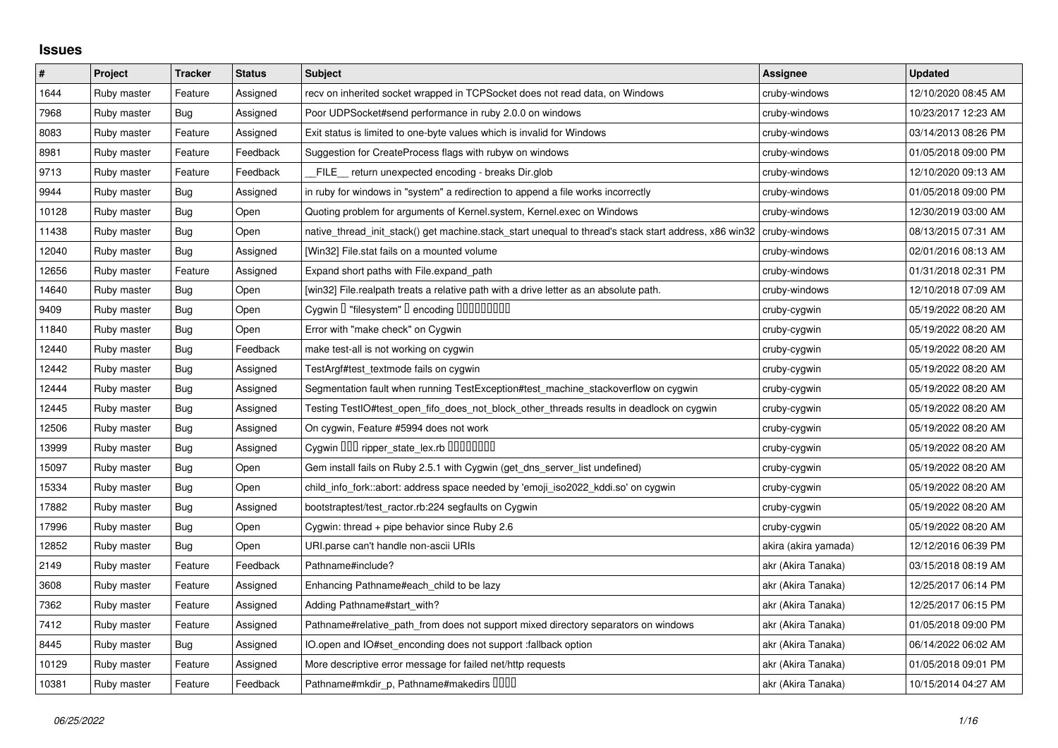# Issues

| # | Project | Tracker | Status | Subject | Assignee | Updated |
|---|---|---|---|---|---|---|
| 1644 | Ruby master | Feature | Assigned | recv on inherited socket wrapped in TCPSocket does not read data, on Windows | cruby-windows | 12/10/2020 08:45 AM |
| 7968 | Ruby master | Bug | Assigned | Poor UDPSocket#send performance in ruby 2.0.0 on windows | cruby-windows | 10/23/2017 12:23 AM |
| 8083 | Ruby master | Feature | Assigned | Exit status is limited to one-byte values which is invalid for Windows | cruby-windows | 03/14/2013 08:26 PM |
| 8981 | Ruby master | Feature | Feedback | Suggestion for CreateProcess flags with rubyw on windows | cruby-windows | 01/05/2018 09:00 PM |
| 9713 | Ruby master | Feature | Feedback | __FILE__ return unexpected encoding - breaks Dir.glob | cruby-windows | 12/10/2020 09:13 AM |
| 9944 | Ruby master | Bug | Assigned | in ruby for windows in "system" a redirection to append a file works incorrectly | cruby-windows | 01/05/2018 09:00 PM |
| 10128 | Ruby master | Bug | Open | Quoting problem for arguments of Kernel.system, Kernel.exec on Windows | cruby-windows | 12/30/2019 03:00 AM |
| 11438 | Ruby master | Bug | Open | native_thread_init_stack() get machine.stack_start unequal to thread's stack start address, x86 win32 | cruby-windows | 08/13/2015 07:31 AM |
| 12040 | Ruby master | Bug | Assigned | [Win32] File.stat fails on a mounted volume | cruby-windows | 02/01/2016 08:13 AM |
| 12656 | Ruby master | Feature | Assigned | Expand short paths with File.expand_path | cruby-windows | 01/31/2018 02:31 PM |
| 14640 | Ruby master | Bug | Open | [win32] File.realpath treats a relative path with a drive letter as an absolute path. | cruby-windows | 12/10/2018 07:09 AM |
| 9409 | Ruby master | Bug | Open | Cygwin � "filesystem" � encoding ��������� | cruby-cygwin | 05/19/2022 08:20 AM |
| 11840 | Ruby master | Bug | Open | Error with "make check" on Cygwin | cruby-cygwin | 05/19/2022 08:20 AM |
| 12440 | Ruby master | Bug | Feedback | make test-all is not working on cygwin | cruby-cygwin | 05/19/2022 08:20 AM |
| 12442 | Ruby master | Bug | Assigned | TestArgf#test_textmode fails on cygwin | cruby-cygwin | 05/19/2022 08:20 AM |
| 12444 | Ruby master | Bug | Assigned | Segmentation fault when running TestException#test_machine_stackoverflow on cygwin | cruby-cygwin | 05/19/2022 08:20 AM |
| 12445 | Ruby master | Bug | Assigned | Testing TestIO#test_open_fifo_does_not_block_other_threads results in deadlock on cygwin | cruby-cygwin | 05/19/2022 08:20 AM |
| 12506 | Ruby master | Bug | Assigned | On cygwin, Feature #5994 does not work | cruby-cygwin | 05/19/2022 08:20 AM |
| 13999 | Ruby master | Bug | Assigned | Cygwin ��� ripper_state_lex.rb �������� | cruby-cygwin | 05/19/2022 08:20 AM |
| 15097 | Ruby master | Bug | Open | Gem install fails on Ruby 2.5.1 with Cygwin (get_dns_server_list undefined) | cruby-cygwin | 05/19/2022 08:20 AM |
| 15334 | Ruby master | Bug | Open | child_info_fork::abort: address space needed by 'emoji_iso2022_kddi.so' on cygwin | cruby-cygwin | 05/19/2022 08:20 AM |
| 17882 | Ruby master | Bug | Assigned | bootstraptest/test_ractor.rb:224 segfaults on Cygwin | cruby-cygwin | 05/19/2022 08:20 AM |
| 17996 | Ruby master | Bug | Open | Cygwin: thread + pipe behavior since Ruby 2.6 | cruby-cygwin | 05/19/2022 08:20 AM |
| 12852 | Ruby master | Bug | Open | URI.parse can't handle non-ascii URIs | akira (akira yamada) | 12/12/2016 06:39 PM |
| 2149 | Ruby master | Feature | Feedback | Pathname#include? | akr (Akira Tanaka) | 03/15/2018 08:19 AM |
| 3608 | Ruby master | Feature | Assigned | Enhancing Pathname#each_child to be lazy | akr (Akira Tanaka) | 12/25/2017 06:14 PM |
| 7362 | Ruby master | Feature | Assigned | Adding Pathname#start_with? | akr (Akira Tanaka) | 12/25/2017 06:15 PM |
| 7412 | Ruby master | Feature | Assigned | Pathname#relative_path_from does not support mixed directory separators on windows | akr (Akira Tanaka) | 01/05/2018 09:00 PM |
| 8445 | Ruby master | Bug | Assigned | IO.open and IO#set_enconding does not support :fallback option | akr (Akira Tanaka) | 06/14/2022 06:02 AM |
| 10129 | Ruby master | Feature | Assigned | More descriptive error message for failed net/http requests | akr (Akira Tanaka) | 01/05/2018 09:01 PM |
| 10381 | Ruby master | Feature | Feedback | Pathname#mkdir_p, Pathname#makedirs ���� | akr (Akira Tanaka) | 10/15/2014 04:27 AM |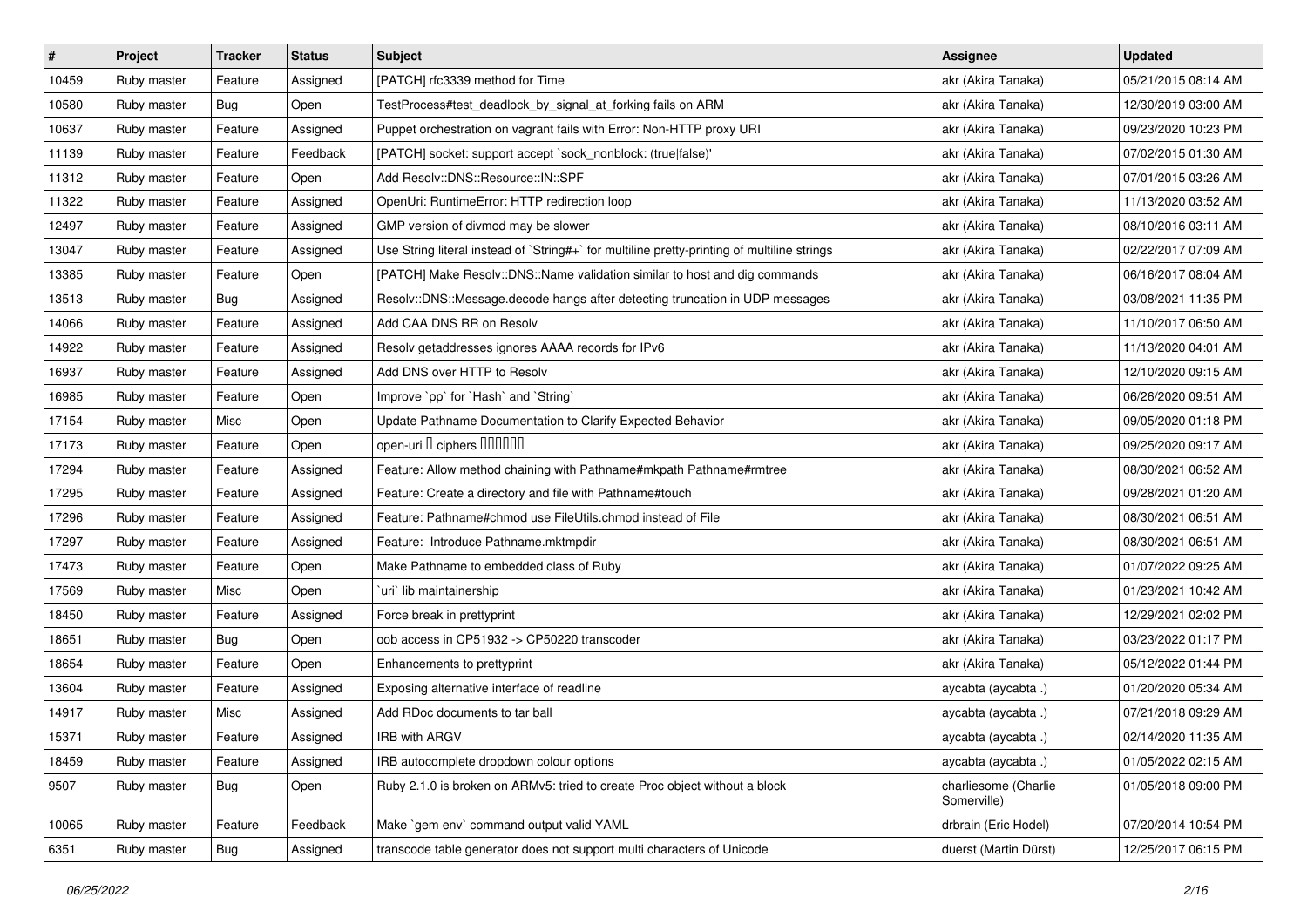| # | Project | Tracker | Status | Subject | Assignee | Updated |
|---|---|---|---|---|---|---|
| 10459 | Ruby master | Feature | Assigned | [PATCH] rfc3339 method for Time | akr (Akira Tanaka) | 05/21/2015 08:14 AM |
| 10580 | Ruby master | Bug | Open | TestProcess#test_deadlock_by_signal_at_forking fails on ARM | akr (Akira Tanaka) | 12/30/2019 03:00 AM |
| 10637 | Ruby master | Feature | Assigned | Puppet orchestration on vagrant fails with Error: Non-HTTP proxy URI | akr (Akira Tanaka) | 09/23/2020 10:23 PM |
| 11139 | Ruby master | Feature | Feedback | [PATCH] socket: support accept `sock_nonblock: (true\|false)' | akr (Akira Tanaka) | 07/02/2015 01:30 AM |
| 11312 | Ruby master | Feature | Open | Add Resolv::DNS::Resource::IN::SPF | akr (Akira Tanaka) | 07/01/2015 03:26 AM |
| 11322 | Ruby master | Feature | Assigned | OpenUri: RuntimeError: HTTP redirection loop | akr (Akira Tanaka) | 11/13/2020 03:52 AM |
| 12497 | Ruby master | Feature | Assigned | GMP version of divmod may be slower | akr (Akira Tanaka) | 08/10/2016 03:11 AM |
| 13047 | Ruby master | Feature | Assigned | Use String literal instead of `String#+` for multiline pretty-printing of multiline strings | akr (Akira Tanaka) | 02/22/2017 07:09 AM |
| 13385 | Ruby master | Feature | Open | [PATCH] Make Resolv::DNS::Name validation similar to host and dig commands | akr (Akira Tanaka) | 06/16/2017 08:04 AM |
| 13513 | Ruby master | Bug | Assigned | Resolv::DNS::Message.decode hangs after detecting truncation in UDP messages | akr (Akira Tanaka) | 03/08/2021 11:35 PM |
| 14066 | Ruby master | Feature | Assigned | Add CAA DNS RR on Resolv | akr (Akira Tanaka) | 11/10/2017 06:50 AM |
| 14922 | Ruby master | Feature | Assigned | Resolv getaddresses ignores AAAA records for IPv6 | akr (Akira Tanaka) | 11/13/2020 04:01 AM |
| 16937 | Ruby master | Feature | Assigned | Add DNS over HTTP to Resolv | akr (Akira Tanaka) | 12/10/2020 09:15 AM |
| 16985 | Ruby master | Feature | Open | Improve `pp` for `Hash` and `String` | akr (Akira Tanaka) | 06/26/2020 09:51 AM |
| 17154 | Ruby master | Misc | Open | Update Pathname Documentation to Clarify Expected Behavior | akr (Akira Tanaka) | 09/05/2020 01:18 PM |
| 17173 | Ruby master | Feature | Open | open-uri 󰀀 ciphers 󰀀󰀀󰀀󰀀󰀀󰀀 | akr (Akira Tanaka) | 09/25/2020 09:17 AM |
| 17294 | Ruby master | Feature | Assigned | Feature: Allow method chaining with Pathname#mkpath Pathname#rmtree | akr (Akira Tanaka) | 08/30/2021 06:52 AM |
| 17295 | Ruby master | Feature | Assigned | Feature: Create a directory and file with Pathname#touch | akr (Akira Tanaka) | 09/28/2021 01:20 AM |
| 17296 | Ruby master | Feature | Assigned | Feature: Pathname#chmod use FileUtils.chmod instead of File | akr (Akira Tanaka) | 08/30/2021 06:51 AM |
| 17297 | Ruby master | Feature | Assigned | Feature: Introduce Pathname.mktmpdir | akr (Akira Tanaka) | 08/30/2021 06:51 AM |
| 17473 | Ruby master | Feature | Open | Make Pathname to embedded class of Ruby | akr (Akira Tanaka) | 01/07/2022 09:25 AM |
| 17569 | Ruby master | Misc | Open | `uri` lib maintainership | akr (Akira Tanaka) | 01/23/2021 10:42 AM |
| 18450 | Ruby master | Feature | Assigned | Force break in prettyprint | akr (Akira Tanaka) | 12/29/2021 02:02 PM |
| 18651 | Ruby master | Bug | Open | oob access in CP51932 -> CP50220 transcoder | akr (Akira Tanaka) | 03/23/2022 01:17 PM |
| 18654 | Ruby master | Feature | Open | Enhancements to prettyprint | akr (Akira Tanaka) | 05/12/2022 01:44 PM |
| 13604 | Ruby master | Feature | Assigned | Exposing alternative interface of readline | aycabta (aycabta .) | 01/20/2020 05:34 AM |
| 14917 | Ruby master | Misc | Assigned | Add RDoc documents to tar ball | aycabta (aycabta .) | 07/21/2018 09:29 AM |
| 15371 | Ruby master | Feature | Assigned | IRB with ARGV | aycabta (aycabta .) | 02/14/2020 11:35 AM |
| 18459 | Ruby master | Feature | Assigned | IRB autocomplete dropdown colour options | aycabta (aycabta .) | 01/05/2022 02:15 AM |
| 9507 | Ruby master | Bug | Open | Ruby 2.1.0 is broken on ARMv5: tried to create Proc object without a block | charliesome (Charlie Somerville) | 01/05/2018 09:00 PM |
| 10065 | Ruby master | Feature | Feedback | Make `gem env` command output valid YAML | drbrain (Eric Hodel) | 07/20/2014 10:54 PM |
| 6351 | Ruby master | Bug | Assigned | transcode table generator does not support multi characters of Unicode | duerst (Martin Dürst) | 12/25/2017 06:15 PM |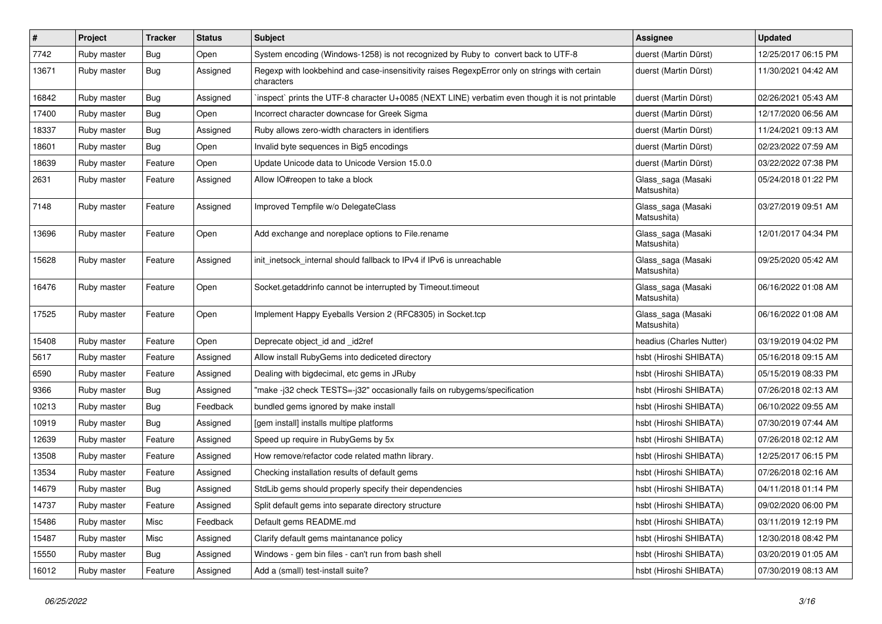| # | Project | Tracker | Status | Subject | Assignee | Updated |
|---|---|---|---|---|---|---|
| 7742 | Ruby master | Bug | Open | System encoding (Windows-1258) is not recognized by Ruby to convert back to UTF-8 | duerst (Martin Dürst) | 12/25/2017 06:15 PM |
| 13671 | Ruby master | Bug | Assigned | Regexp with lookbehind and case-insensitivity raises RegexpError only on strings with certain characters | duerst (Martin Dürst) | 11/30/2021 04:42 AM |
| 16842 | Ruby master | Bug | Assigned | `inspect` prints the UTF-8 character U+0085 (NEXT LINE) verbatim even though it is not printable | duerst (Martin Dürst) | 02/26/2021 05:43 AM |
| 17400 | Ruby master | Bug | Open | Incorrect character downcase for Greek Sigma | duerst (Martin Dürst) | 12/17/2020 06:56 AM |
| 18337 | Ruby master | Bug | Assigned | Ruby allows zero-width characters in identifiers | duerst (Martin Dürst) | 11/24/2021 09:13 AM |
| 18601 | Ruby master | Bug | Open | Invalid byte sequences in Big5 encodings | duerst (Martin Dürst) | 02/23/2022 07:59 AM |
| 18639 | Ruby master | Feature | Open | Update Unicode data to Unicode Version 15.0.0 | duerst (Martin Dürst) | 03/22/2022 07:38 PM |
| 2631 | Ruby master | Feature | Assigned | Allow IO#reopen to take a block | Glass_saga (Masaki Matsushita) | 05/24/2018 01:22 PM |
| 7148 | Ruby master | Feature | Assigned | Improved Tempfile w/o DelegateClass | Glass_saga (Masaki Matsushita) | 03/27/2019 09:51 AM |
| 13696 | Ruby master | Feature | Open | Add exchange and noreplace options to File.rename | Glass_saga (Masaki Matsushita) | 12/01/2017 04:34 PM |
| 15628 | Ruby master | Feature | Assigned | init_inetsock_internal should fallback to IPv4 if IPv6 is unreachable | Glass_saga (Masaki Matsushita) | 09/25/2020 05:42 AM |
| 16476 | Ruby master | Feature | Open | Socket.getaddrinfo cannot be interrupted by Timeout.timeout | Glass_saga (Masaki Matsushita) | 06/16/2022 01:08 AM |
| 17525 | Ruby master | Feature | Open | Implement Happy Eyeballs Version 2 (RFC8305) in Socket.tcp | Glass_saga (Masaki Matsushita) | 06/16/2022 01:08 AM |
| 15408 | Ruby master | Feature | Open | Deprecate object_id and _id2ref | headius (Charles Nutter) | 03/19/2019 04:02 PM |
| 5617 | Ruby master | Feature | Assigned | Allow install RubyGems into dediceted directory | hsbt (Hiroshi SHIBATA) | 05/16/2018 09:15 AM |
| 6590 | Ruby master | Feature | Assigned | Dealing with bigdecimal, etc gems in JRuby | hsbt (Hiroshi SHIBATA) | 05/15/2019 08:33 PM |
| 9366 | Ruby master | Bug | Assigned | "make -j32 check TESTS=-j32" occasionally fails on rubygems/specification | hsbt (Hiroshi SHIBATA) | 07/26/2018 02:13 AM |
| 10213 | Ruby master | Bug | Feedback | bundled gems ignored by make install | hsbt (Hiroshi SHIBATA) | 06/10/2022 09:55 AM |
| 10919 | Ruby master | Bug | Assigned | [gem install] installs multipe platforms | hsbt (Hiroshi SHIBATA) | 07/30/2019 07:44 AM |
| 12639 | Ruby master | Feature | Assigned | Speed up require in RubyGems by 5x | hsbt (Hiroshi SHIBATA) | 07/26/2018 02:12 AM |
| 13508 | Ruby master | Feature | Assigned | How remove/refactor code related mathn library. | hsbt (Hiroshi SHIBATA) | 12/25/2017 06:15 PM |
| 13534 | Ruby master | Feature | Assigned | Checking installation results of default gems | hsbt (Hiroshi SHIBATA) | 07/26/2018 02:16 AM |
| 14679 | Ruby master | Bug | Assigned | StdLib gems should properly specify their dependencies | hsbt (Hiroshi SHIBATA) | 04/11/2018 01:14 PM |
| 14737 | Ruby master | Feature | Assigned | Split default gems into separate directory structure | hsbt (Hiroshi SHIBATA) | 09/02/2020 06:00 PM |
| 15486 | Ruby master | Misc | Feedback | Default gems README.md | hsbt (Hiroshi SHIBATA) | 03/11/2019 12:19 PM |
| 15487 | Ruby master | Misc | Assigned | Clarify default gems maintanance policy | hsbt (Hiroshi SHIBATA) | 12/30/2018 08:42 PM |
| 15550 | Ruby master | Bug | Assigned | Windows - gem bin files - can't run from bash shell | hsbt (Hiroshi SHIBATA) | 03/20/2019 01:05 AM |
| 16012 | Ruby master | Feature | Assigned | Add a (small) test-install suite? | hsbt (Hiroshi SHIBATA) | 07/30/2019 08:13 AM |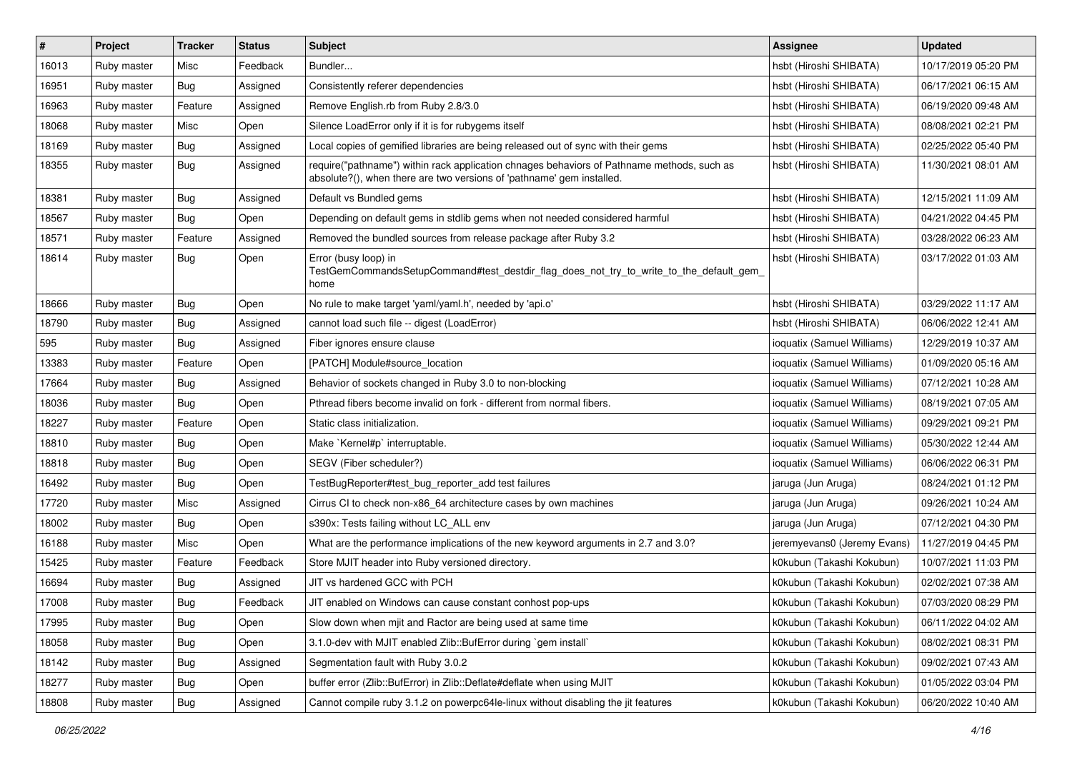| # | Project | Tracker | Status | Subject | Assignee | Updated |
|---|---|---|---|---|---|---|
| 16013 | Ruby master | Misc | Feedback | Bundler... | hsbt (Hiroshi SHIBATA) | 10/17/2019 05:20 PM |
| 16951 | Ruby master | Bug | Assigned | Consistently referer dependencies | hsbt (Hiroshi SHIBATA) | 06/17/2021 06:15 AM |
| 16963 | Ruby master | Feature | Assigned | Remove English.rb from Ruby 2.8/3.0 | hsbt (Hiroshi SHIBATA) | 06/19/2020 09:48 AM |
| 18068 | Ruby master | Misc | Open | Silence LoadError only if it is for rubygems itself | hsbt (Hiroshi SHIBATA) | 08/08/2021 02:21 PM |
| 18169 | Ruby master | Bug | Assigned | Local copies of gemified libraries are being released out of sync with their gems | hsbt (Hiroshi SHIBATA) | 02/25/2022 05:40 PM |
| 18355 | Ruby master | Bug | Assigned | require("pathname") within rack application chnages behaviors of Pathname methods, such as absolute?(), when there are two versions of 'pathname' gem installed. | hsbt (Hiroshi SHIBATA) | 11/30/2021 08:01 AM |
| 18381 | Ruby master | Bug | Assigned | Default vs Bundled gems | hsbt (Hiroshi SHIBATA) | 12/15/2021 11:09 AM |
| 18567 | Ruby master | Bug | Open | Depending on default gems in stdlib gems when not needed considered harmful | hsbt (Hiroshi SHIBATA) | 04/21/2022 04:45 PM |
| 18571 | Ruby master | Feature | Assigned | Removed the bundled sources from release package after Ruby 3.2 | hsbt (Hiroshi SHIBATA) | 03/28/2022 06:23 AM |
| 18614 | Ruby master | Bug | Open | Error (busy loop) in TestGemCommandsSetupCommand#test_destdir_flag_does_not_try_to_write_to_the_default_gem_home | hsbt (Hiroshi SHIBATA) | 03/17/2022 01:03 AM |
| 18666 | Ruby master | Bug | Open | No rule to make target 'yaml/yaml.h', needed by 'api.o' | hsbt (Hiroshi SHIBATA) | 03/29/2022 11:17 AM |
| 18790 | Ruby master | Bug | Assigned | cannot load such file -- digest (LoadError) | hsbt (Hiroshi SHIBATA) | 06/06/2022 12:41 AM |
| 595 | Ruby master | Bug | Assigned | Fiber ignores ensure clause | ioquatix (Samuel Williams) | 12/29/2019 10:37 AM |
| 13383 | Ruby master | Feature | Open | [PATCH] Module#source_location | ioquatix (Samuel Williams) | 01/09/2020 05:16 AM |
| 17664 | Ruby master | Bug | Assigned | Behavior of sockets changed in Ruby 3.0 to non-blocking | ioquatix (Samuel Williams) | 07/12/2021 10:28 AM |
| 18036 | Ruby master | Bug | Open | Pthread fibers become invalid on fork - different from normal fibers. | ioquatix (Samuel Williams) | 08/19/2021 07:05 AM |
| 18227 | Ruby master | Feature | Open | Static class initialization. | ioquatix (Samuel Williams) | 09/29/2021 09:21 PM |
| 18810 | Ruby master | Bug | Open | Make `Kernel#p` interruptable. | ioquatix (Samuel Williams) | 05/30/2022 12:44 AM |
| 18818 | Ruby master | Bug | Open | SEGV (Fiber scheduler?) | ioquatix (Samuel Williams) | 06/06/2022 06:31 PM |
| 16492 | Ruby master | Bug | Open | TestBugReporter#test_bug_reporter_add test failures | jaruga (Jun Aruga) | 08/24/2021 01:12 PM |
| 17720 | Ruby master | Misc | Assigned | Cirrus CI to check non-x86_64 architecture cases by own machines | jaruga (Jun Aruga) | 09/26/2021 10:24 AM |
| 18002 | Ruby master | Bug | Open | s390x: Tests failing without LC_ALL env | jaruga (Jun Aruga) | 07/12/2021 04:30 PM |
| 16188 | Ruby master | Misc | Open | What are the performance implications of the new keyword arguments in 2.7 and 3.0? | jeremyevans0 (Jeremy Evans) | 11/27/2019 04:45 PM |
| 15425 | Ruby master | Feature | Feedback | Store MJIT header into Ruby versioned directory. | k0kubun (Takashi Kokubun) | 10/07/2021 11:03 PM |
| 16694 | Ruby master | Bug | Assigned | JIT vs hardened GCC with PCH | k0kubun (Takashi Kokubun) | 02/02/2021 07:38 AM |
| 17008 | Ruby master | Bug | Feedback | JIT enabled on Windows can cause constant conhost pop-ups | k0kubun (Takashi Kokubun) | 07/03/2020 08:29 PM |
| 17995 | Ruby master | Bug | Open | Slow down when mjit and Ractor are being used at same time | k0kubun (Takashi Kokubun) | 06/11/2022 04:02 AM |
| 18058 | Ruby master | Bug | Open | 3.1.0-dev with MJIT enabled Zlib::BufError during `gem install` | k0kubun (Takashi Kokubun) | 08/02/2021 08:31 PM |
| 18142 | Ruby master | Bug | Assigned | Segmentation fault with Ruby 3.0.2 | k0kubun (Takashi Kokubun) | 09/02/2021 07:43 AM |
| 18277 | Ruby master | Bug | Open | buffer error (Zlib::BufError) in Zlib::Deflate#deflate when using MJIT | k0kubun (Takashi Kokubun) | 01/05/2022 03:04 PM |
| 18808 | Ruby master | Bug | Assigned | Cannot compile ruby 3.1.2 on powerpc64le-linux without disabling the jit features | k0kubun (Takashi Kokubun) | 06/20/2022 10:40 AM |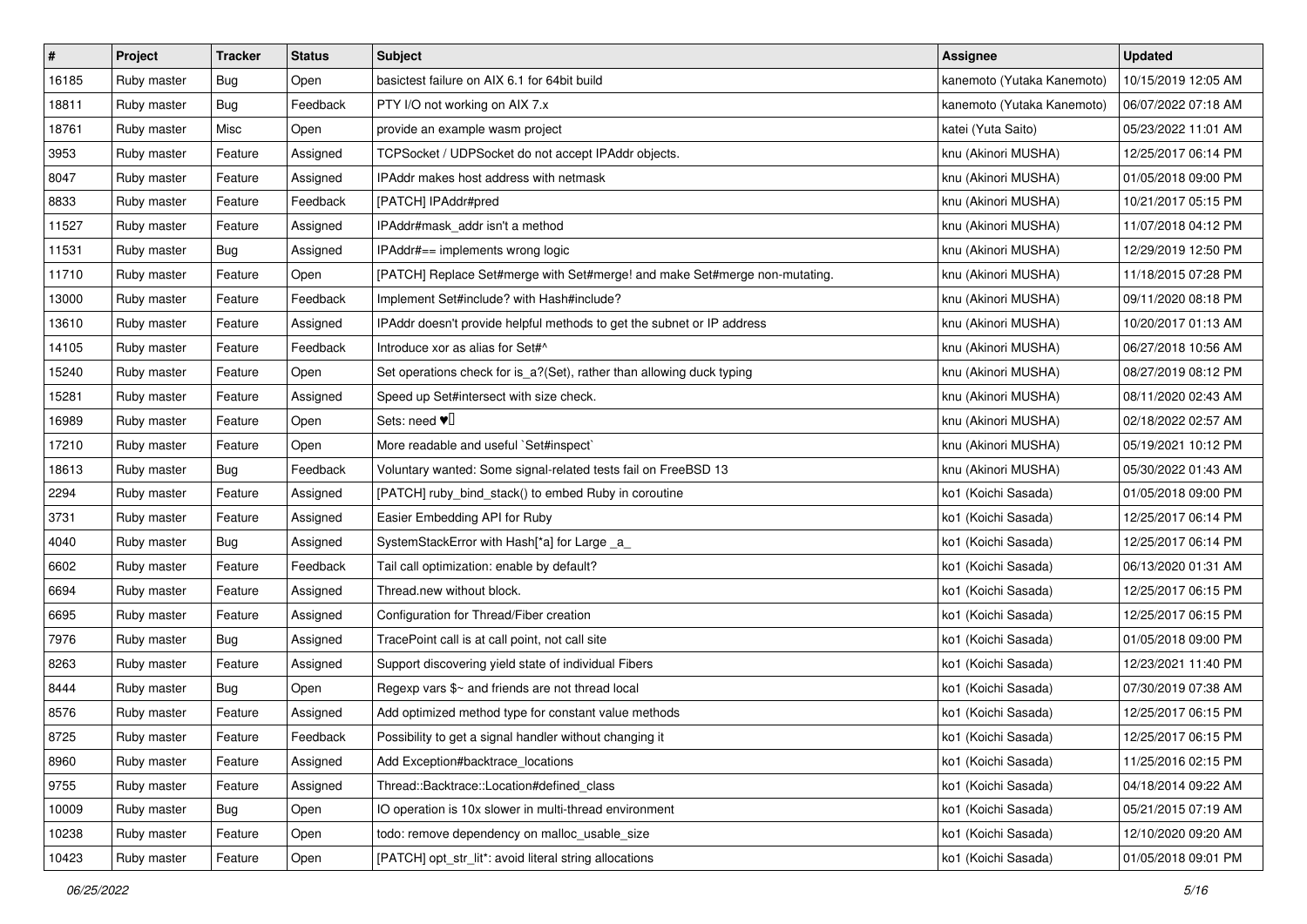| # | Project | Tracker | Status | Subject | Assignee | Updated |
| --- | --- | --- | --- | --- | --- | --- |
| 16185 | Ruby master | Bug | Open | basictest failure on AIX 6.1 for 64bit build | kanemoto (Yutaka Kanemoto) | 10/15/2019 12:05 AM |
| 18811 | Ruby master | Bug | Feedback | PTY I/O not working on AIX 7.x | kanemoto (Yutaka Kanemoto) | 06/07/2022 07:18 AM |
| 18761 | Ruby master | Misc | Open | provide an example wasm project | katei (Yuta Saito) | 05/23/2022 11:01 AM |
| 3953 | Ruby master | Feature | Assigned | TCPSocket / UDPSocket do not accept IPAddr objects. | knu (Akinori MUSHA) | 12/25/2017 06:14 PM |
| 8047 | Ruby master | Feature | Assigned | IPAddr makes host address with netmask | knu (Akinori MUSHA) | 01/05/2018 09:00 PM |
| 8833 | Ruby master | Feature | Feedback | [PATCH] IPAddr#pred | knu (Akinori MUSHA) | 10/21/2017 05:15 PM |
| 11527 | Ruby master | Feature | Assigned | IPAddr#mask_addr isn't a method | knu (Akinori MUSHA) | 11/07/2018 04:12 PM |
| 11531 | Ruby master | Bug | Assigned | IPAddr#== implements wrong logic | knu (Akinori MUSHA) | 12/29/2019 12:50 PM |
| 11710 | Ruby master | Feature | Open | [PATCH] Replace Set#merge with Set#merge! and make Set#merge non-mutating. | knu (Akinori MUSHA) | 11/18/2015 07:28 PM |
| 13000 | Ruby master | Feature | Feedback | Implement Set#include? with Hash#include? | knu (Akinori MUSHA) | 09/11/2020 08:18 PM |
| 13610 | Ruby master | Feature | Assigned | IPAddr doesn't provide helpful methods to get the subnet or IP address | knu (Akinori MUSHA) | 10/20/2017 01:13 AM |
| 14105 | Ruby master | Feature | Feedback | Introduce xor as alias for Set#^ | knu (Akinori MUSHA) | 06/27/2018 10:56 AM |
| 15240 | Ruby master | Feature | Open | Set operations check for is_a?(Set), rather than allowing duck typing | knu (Akinori MUSHA) | 08/27/2019 08:12 PM |
| 15281 | Ruby master | Feature | Assigned | Speed up Set#intersect with size check. | knu (Akinori MUSHA) | 08/11/2020 02:43 AM |
| 16989 | Ruby master | Feature | Open | Sets: need ♥️ | knu (Akinori MUSHA) | 02/18/2022 02:57 AM |
| 17210 | Ruby master | Feature | Open | More readable and useful `Set#inspect` | knu (Akinori MUSHA) | 05/19/2021 10:12 PM |
| 18613 | Ruby master | Bug | Feedback | Voluntary wanted: Some signal-related tests fail on FreeBSD 13 | knu (Akinori MUSHA) | 05/30/2022 01:43 AM |
| 2294 | Ruby master | Feature | Assigned | [PATCH] ruby_bind_stack() to embed Ruby in coroutine | ko1 (Koichi Sasada) | 01/05/2018 09:00 PM |
| 3731 | Ruby master | Feature | Assigned | Easier Embedding API for Ruby | ko1 (Koichi Sasada) | 12/25/2017 06:14 PM |
| 4040 | Ruby master | Bug | Assigned | SystemStackError with Hash[*a] for Large _a_ | ko1 (Koichi Sasada) | 12/25/2017 06:14 PM |
| 6602 | Ruby master | Feature | Feedback | Tail call optimization: enable by default? | ko1 (Koichi Sasada) | 06/13/2020 01:31 AM |
| 6694 | Ruby master | Feature | Assigned | Thread.new without block. | ko1 (Koichi Sasada) | 12/25/2017 06:15 PM |
| 6695 | Ruby master | Feature | Assigned | Configuration for Thread/Fiber creation | ko1 (Koichi Sasada) | 12/25/2017 06:15 PM |
| 7976 | Ruby master | Bug | Assigned | TracePoint call is at call point, not call site | ko1 (Koichi Sasada) | 01/05/2018 09:00 PM |
| 8263 | Ruby master | Feature | Assigned | Support discovering yield state of individual Fibers | ko1 (Koichi Sasada) | 12/23/2021 11:40 PM |
| 8444 | Ruby master | Bug | Open | Regexp vars $~ and friends are not thread local | ko1 (Koichi Sasada) | 07/30/2019 07:38 AM |
| 8576 | Ruby master | Feature | Assigned | Add optimized method type for constant value methods | ko1 (Koichi Sasada) | 12/25/2017 06:15 PM |
| 8725 | Ruby master | Feature | Feedback | Possibility to get a signal handler without changing it | ko1 (Koichi Sasada) | 12/25/2017 06:15 PM |
| 8960 | Ruby master | Feature | Assigned | Add Exception#backtrace_locations | ko1 (Koichi Sasada) | 11/25/2016 02:15 PM |
| 9755 | Ruby master | Feature | Assigned | Thread::Backtrace::Location#defined_class | ko1 (Koichi Sasada) | 04/18/2014 09:22 AM |
| 10009 | Ruby master | Bug | Open | IO operation is 10x slower in multi-thread environment | ko1 (Koichi Sasada) | 05/21/2015 07:19 AM |
| 10238 | Ruby master | Feature | Open | todo: remove dependency on malloc_usable_size | ko1 (Koichi Sasada) | 12/10/2020 09:20 AM |
| 10423 | Ruby master | Feature | Open | [PATCH] opt_str_lit*: avoid literal string allocations | ko1 (Koichi Sasada) | 01/05/2018 09:01 PM |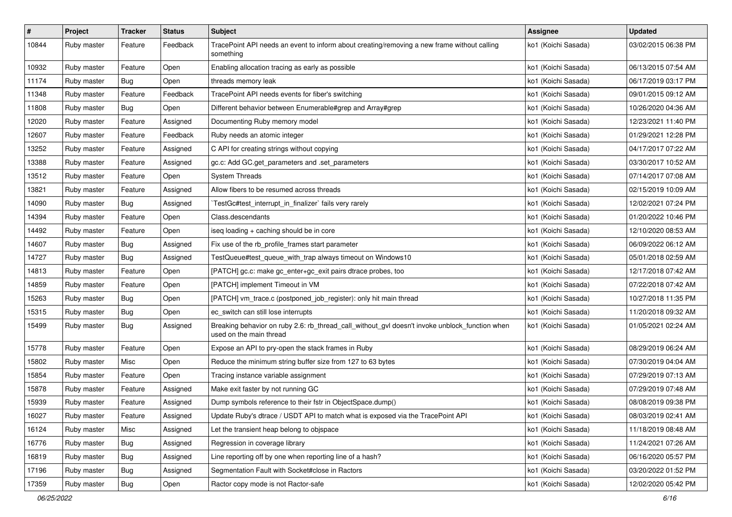| # | Project | Tracker | Status | Subject | Assignee | Updated |
|---|---|---|---|---|---|---|
| 10844 | Ruby master | Feature | Feedback | TracePoint API needs an event to inform about creating/removing a new frame without calling something | ko1 (Koichi Sasada) | 03/02/2015 06:38 PM |
| 10932 | Ruby master | Feature | Open | Enabling allocation tracing as early as possible | ko1 (Koichi Sasada) | 06/13/2015 07:54 AM |
| 11174 | Ruby master | Bug | Open | threads memory leak | ko1 (Koichi Sasada) | 06/17/2019 03:17 PM |
| 11348 | Ruby master | Feature | Feedback | TracePoint API needs events for fiber's switching | ko1 (Koichi Sasada) | 09/01/2015 09:12 AM |
| 11808 | Ruby master | Bug | Open | Different behavior between Enumerable#grep and Array#grep | ko1 (Koichi Sasada) | 10/26/2020 04:36 AM |
| 12020 | Ruby master | Feature | Assigned | Documenting Ruby memory model | ko1 (Koichi Sasada) | 12/23/2021 11:40 PM |
| 12607 | Ruby master | Feature | Feedback | Ruby needs an atomic integer | ko1 (Koichi Sasada) | 01/29/2021 12:28 PM |
| 13252 | Ruby master | Feature | Assigned | C API for creating strings without copying | ko1 (Koichi Sasada) | 04/17/2017 07:22 AM |
| 13388 | Ruby master | Feature | Assigned | gc.c: Add GC.get_parameters and .set_parameters | ko1 (Koichi Sasada) | 03/30/2017 10:52 AM |
| 13512 | Ruby master | Feature | Open | System Threads | ko1 (Koichi Sasada) | 07/14/2017 07:08 AM |
| 13821 | Ruby master | Feature | Assigned | Allow fibers to be resumed across threads | ko1 (Koichi Sasada) | 02/15/2019 10:09 AM |
| 14090 | Ruby master | Bug | Assigned | `TestGc#test_interrupt_in_finalizer` fails very rarely | ko1 (Koichi Sasada) | 12/02/2021 07:24 PM |
| 14394 | Ruby master | Feature | Open | Class.descendants | ko1 (Koichi Sasada) | 01/20/2022 10:46 PM |
| 14492 | Ruby master | Feature | Open | iseq loading + caching should be in core | ko1 (Koichi Sasada) | 12/10/2020 08:53 AM |
| 14607 | Ruby master | Bug | Assigned | Fix use of the rb_profile_frames start parameter | ko1 (Koichi Sasada) | 06/09/2022 06:12 AM |
| 14727 | Ruby master | Bug | Assigned | TestQueue#test_queue_with_trap always timeout on Windows10 | ko1 (Koichi Sasada) | 05/01/2018 02:59 AM |
| 14813 | Ruby master | Feature | Open | [PATCH] gc.c: make gc_enter+gc_exit pairs dtrace probes, too | ko1 (Koichi Sasada) | 12/17/2018 07:42 AM |
| 14859 | Ruby master | Feature | Open | [PATCH] implement Timeout in VM | ko1 (Koichi Sasada) | 07/22/2018 07:42 AM |
| 15263 | Ruby master | Bug | Open | [PATCH] vm_trace.c (postponed_job_register): only hit main thread | ko1 (Koichi Sasada) | 10/27/2018 11:35 PM |
| 15315 | Ruby master | Bug | Open | ec_switch can still lose interrupts | ko1 (Koichi Sasada) | 11/20/2018 09:32 AM |
| 15499 | Ruby master | Bug | Assigned | Breaking behavior on ruby 2.6: rb_thread_call_without_gvl doesn't invoke unblock_function when used on the main thread | ko1 (Koichi Sasada) | 01/05/2021 02:24 AM |
| 15778 | Ruby master | Feature | Open | Expose an API to pry-open the stack frames in Ruby | ko1 (Koichi Sasada) | 08/29/2019 06:24 AM |
| 15802 | Ruby master | Misc | Open | Reduce the minimum string buffer size from 127 to 63 bytes | ko1 (Koichi Sasada) | 07/30/2019 04:04 AM |
| 15854 | Ruby master | Feature | Open | Tracing instance variable assignment | ko1 (Koichi Sasada) | 07/29/2019 07:13 AM |
| 15878 | Ruby master | Feature | Assigned | Make exit faster by not running GC | ko1 (Koichi Sasada) | 07/29/2019 07:48 AM |
| 15939 | Ruby master | Feature | Assigned | Dump symbols reference to their fstr in ObjectSpace.dump() | ko1 (Koichi Sasada) | 08/08/2019 09:38 PM |
| 16027 | Ruby master | Feature | Assigned | Update Ruby's dtrace / USDT API to match what is exposed via the TracePoint API | ko1 (Koichi Sasada) | 08/03/2019 02:41 AM |
| 16124 | Ruby master | Misc | Assigned | Let the transient heap belong to objspace | ko1 (Koichi Sasada) | 11/18/2019 08:48 AM |
| 16776 | Ruby master | Bug | Assigned | Regression in coverage library | ko1 (Koichi Sasada) | 11/24/2021 07:26 AM |
| 16819 | Ruby master | Bug | Assigned | Line reporting off by one when reporting line of a hash? | ko1 (Koichi Sasada) | 06/16/2020 05:57 PM |
| 17196 | Ruby master | Bug | Assigned | Segmentation Fault with Socket#close in Ractors | ko1 (Koichi Sasada) | 03/20/2022 01:52 PM |
| 17359 | Ruby master | Bug | Open | Ractor copy mode is not Ractor-safe | ko1 (Koichi Sasada) | 12/02/2020 05:42 PM |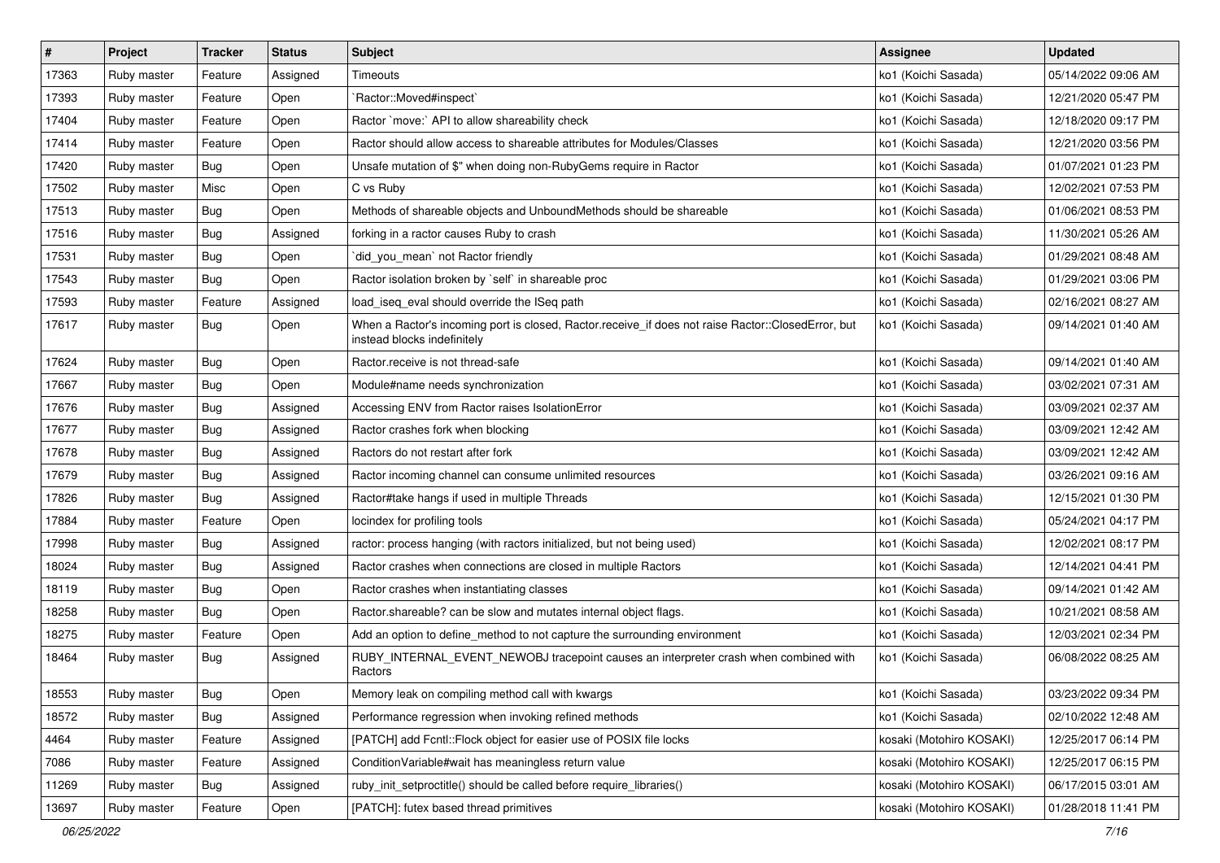| # | Project | Tracker | Status | Subject | Assignee | Updated |
|---|---|---|---|---|---|---|
| 17363 | Ruby master | Feature | Assigned | Timeouts | ko1 (Koichi Sasada) | 05/14/2022 09:06 AM |
| 17393 | Ruby master | Feature | Open | `Ractor::Moved#inspect` | ko1 (Koichi Sasada) | 12/21/2020 05:47 PM |
| 17404 | Ruby master | Feature | Open | Ractor `move:` API to allow shareability check | ko1 (Koichi Sasada) | 12/18/2020 09:17 PM |
| 17414 | Ruby master | Feature | Open | Ractor should allow access to shareable attributes for Modules/Classes | ko1 (Koichi Sasada) | 12/21/2020 03:56 PM |
| 17420 | Ruby master | Bug | Open | Unsafe mutation of $" when doing non-RubyGems require in Ractor | ko1 (Koichi Sasada) | 01/07/2021 01:23 PM |
| 17502 | Ruby master | Misc | Open | C vs Ruby | ko1 (Koichi Sasada) | 12/02/2021 07:53 PM |
| 17513 | Ruby master | Bug | Open | Methods of shareable objects and UnboundMethods should be shareable | ko1 (Koichi Sasada) | 01/06/2021 08:53 PM |
| 17516 | Ruby master | Bug | Assigned | forking in a ractor causes Ruby to crash | ko1 (Koichi Sasada) | 11/30/2021 05:26 AM |
| 17531 | Ruby master | Bug | Open | `did_you_mean` not Ractor friendly | ko1 (Koichi Sasada) | 01/29/2021 08:48 AM |
| 17543 | Ruby master | Bug | Open | Ractor isolation broken by `self` in shareable proc | ko1 (Koichi Sasada) | 01/29/2021 03:06 PM |
| 17593 | Ruby master | Feature | Assigned | load_iseq_eval should override the ISeq path | ko1 (Koichi Sasada) | 02/16/2021 08:27 AM |
| 17617 | Ruby master | Bug | Open | When a Ractor's incoming port is closed, Ractor.receive_if does not raise Ractor::ClosedError, but instead blocks indefinitely | ko1 (Koichi Sasada) | 09/14/2021 01:40 AM |
| 17624 | Ruby master | Bug | Open | Ractor.receive is not thread-safe | ko1 (Koichi Sasada) | 09/14/2021 01:40 AM |
| 17667 | Ruby master | Bug | Open | Module#name needs synchronization | ko1 (Koichi Sasada) | 03/02/2021 07:31 AM |
| 17676 | Ruby master | Bug | Assigned | Accessing ENV from Ractor raises IsolationError | ko1 (Koichi Sasada) | 03/09/2021 02:37 AM |
| 17677 | Ruby master | Bug | Assigned | Ractor crashes fork when blocking | ko1 (Koichi Sasada) | 03/09/2021 12:42 AM |
| 17678 | Ruby master | Bug | Assigned | Ractors do not restart after fork | ko1 (Koichi Sasada) | 03/09/2021 12:42 AM |
| 17679 | Ruby master | Bug | Assigned | Ractor incoming channel can consume unlimited resources | ko1 (Koichi Sasada) | 03/26/2021 09:16 AM |
| 17826 | Ruby master | Bug | Assigned | Ractor#take hangs if used in multiple Threads | ko1 (Koichi Sasada) | 12/15/2021 01:30 PM |
| 17884 | Ruby master | Feature | Open | locindex for profiling tools | ko1 (Koichi Sasada) | 05/24/2021 04:17 PM |
| 17998 | Ruby master | Bug | Assigned | ractor: process hanging (with ractors initialized, but not being used) | ko1 (Koichi Sasada) | 12/02/2021 08:17 PM |
| 18024 | Ruby master | Bug | Assigned | Ractor crashes when connections are closed in multiple Ractors | ko1 (Koichi Sasada) | 12/14/2021 04:41 PM |
| 18119 | Ruby master | Bug | Open | Ractor crashes when instantiating classes | ko1 (Koichi Sasada) | 09/14/2021 01:42 AM |
| 18258 | Ruby master | Bug | Open | Ractor.shareable? can be slow and mutates internal object flags. | ko1 (Koichi Sasada) | 10/21/2021 08:58 AM |
| 18275 | Ruby master | Feature | Open | Add an option to define_method to not capture the surrounding environment | ko1 (Koichi Sasada) | 12/03/2021 02:34 PM |
| 18464 | Ruby master | Bug | Assigned | RUBY_INTERNAL_EVENT_NEWOBJ tracepoint causes an interpreter crash when combined with Ractors | ko1 (Koichi Sasada) | 06/08/2022 08:25 AM |
| 18553 | Ruby master | Bug | Open | Memory leak on compiling method call with kwargs | ko1 (Koichi Sasada) | 03/23/2022 09:34 PM |
| 18572 | Ruby master | Bug | Assigned | Performance regression when invoking refined methods | ko1 (Koichi Sasada) | 02/10/2022 12:48 AM |
| 4464 | Ruby master | Feature | Assigned | [PATCH] add Fcntl::Flock object for easier use of POSIX file locks | kosaki (Motohiro KOSAKI) | 12/25/2017 06:14 PM |
| 7086 | Ruby master | Feature | Assigned | ConditionVariable#wait has meaningless return value | kosaki (Motohiro KOSAKI) | 12/25/2017 06:15 PM |
| 11269 | Ruby master | Bug | Assigned | ruby_init_setproctitle() should be called before require_libraries() | kosaki (Motohiro KOSAKI) | 06/17/2015 03:01 AM |
| 13697 | Ruby master | Feature | Open | [PATCH]: futex based thread primitives | kosaki (Motohiro KOSAKI) | 01/28/2018 11:41 PM |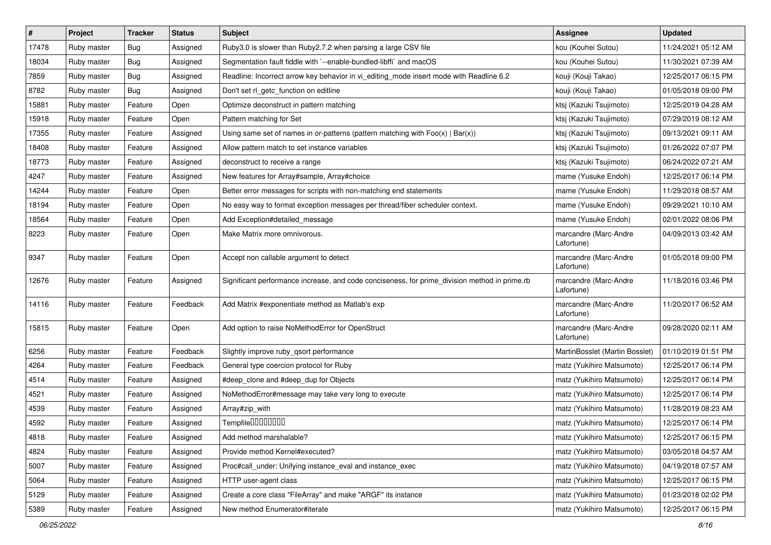| # | Project | Tracker | Status | Subject | Assignee | Updated |
|---|---|---|---|---|---|---|
| 17478 | Ruby master | Bug | Assigned | Ruby3.0 is slower than Ruby2.7.2 when parsing a large CSV file | kou (Kouhei Sutou) | 11/24/2021 05:12 AM |
| 18034 | Ruby master | Bug | Assigned | Segmentation fault fiddle with `--enable-bundled-libffi` and macOS | kou (Kouhei Sutou) | 11/30/2021 07:39 AM |
| 7859 | Ruby master | Bug | Assigned | Readline: Incorrect arrow key behavior in vi_editing_mode insert mode with Readline 6.2 | kouji (Kouji Takao) | 12/25/2017 06:15 PM |
| 8782 | Ruby master | Bug | Assigned | Don't set rl_getc_function on editline | kouji (Kouji Takao) | 01/05/2018 09:00 PM |
| 15881 | Ruby master | Feature | Open | Optimize deconstruct in pattern matching | ktsj (Kazuki Tsujimoto) | 12/25/2019 04:28 AM |
| 15918 | Ruby master | Feature | Open | Pattern matching for Set | ktsj (Kazuki Tsujimoto) | 07/29/2019 08:12 AM |
| 17355 | Ruby master | Feature | Assigned | Using same set of names in or-patterns (pattern matching with Foo(x) \| Bar(x)) | ktsj (Kazuki Tsujimoto) | 09/13/2021 09:11 AM |
| 18408 | Ruby master | Feature | Assigned | Allow pattern match to set instance variables | ktsj (Kazuki Tsujimoto) | 01/26/2022 07:07 PM |
| 18773 | Ruby master | Feature | Assigned | deconstruct to receive a range | ktsj (Kazuki Tsujimoto) | 06/24/2022 07:21 AM |
| 4247 | Ruby master | Feature | Assigned | New features for Array#sample, Array#choice | mame (Yusuke Endoh) | 12/25/2017 06:14 PM |
| 14244 | Ruby master | Feature | Open | Better error messages for scripts with non-matching end statements | mame (Yusuke Endoh) | 11/29/2018 08:57 AM |
| 18194 | Ruby master | Feature | Open | No easy way to format exception messages per thread/fiber scheduler context. | mame (Yusuke Endoh) | 09/29/2021 10:10 AM |
| 18564 | Ruby master | Feature | Open | Add Exception#detailed_message | mame (Yusuke Endoh) | 02/01/2022 08:06 PM |
| 8223 | Ruby master | Feature | Open | Make Matrix more omnivorous. | marcandre (Marc-Andre Lafortune) | 04/09/2013 03:42 AM |
| 9347 | Ruby master | Feature | Open | Accept non callable argument to detect | marcandre (Marc-Andre Lafortune) | 01/05/2018 09:00 PM |
| 12676 | Ruby master | Feature | Assigned | Significant performance increase, and code conciseness, for prime_division method in prime.rb | marcandre (Marc-Andre Lafortune) | 11/18/2016 03:46 PM |
| 14116 | Ruby master | Feature | Feedback | Add Matrix #exponentiate method as Matlab's exp | marcandre (Marc-Andre Lafortune) | 11/20/2017 06:52 AM |
| 15815 | Ruby master | Feature | Open | Add option to raise NoMethodError for OpenStruct | marcandre (Marc-Andre Lafortune) | 09/28/2020 02:11 AM |
| 6256 | Ruby master | Feature | Feedback | Slightly improve ruby_qsort performance | MartinBosslet (Martin Bosslet) | 01/10/2019 01:51 PM |
| 4264 | Ruby master | Feature | Feedback | General type coercion protocol for Ruby | matz (Yukihiro Matsumoto) | 12/25/2017 06:14 PM |
| 4514 | Ruby master | Feature | Assigned | #deep_clone and #deep_dup for Objects | matz (Yukihiro Matsumoto) | 12/25/2017 06:14 PM |
| 4521 | Ruby master | Feature | Assigned | NoMethodError#message may take very long to execute | matz (Yukihiro Matsumoto) | 12/25/2017 06:14 PM |
| 4539 | Ruby master | Feature | Assigned | Array#zip_with | matz (Yukihiro Matsumoto) | 11/28/2019 08:23 AM |
| 4592 | Ruby master | Feature | Assigned | Tempfile�������� | matz (Yukihiro Matsumoto) | 12/25/2017 06:14 PM |
| 4818 | Ruby master | Feature | Assigned | Add method marshalable? | matz (Yukihiro Matsumoto) | 12/25/2017 06:15 PM |
| 4824 | Ruby master | Feature | Assigned | Provide method Kernel#executed? | matz (Yukihiro Matsumoto) | 03/05/2018 04:57 AM |
| 5007 | Ruby master | Feature | Assigned | Proc#call_under: Unifying instance_eval and instance_exec | matz (Yukihiro Matsumoto) | 04/19/2018 07:57 AM |
| 5064 | Ruby master | Feature | Assigned | HTTP user-agent class | matz (Yukihiro Matsumoto) | 12/25/2017 06:15 PM |
| 5129 | Ruby master | Feature | Assigned | Create a core class "FileArray" and make "ARGF" its instance | matz (Yukihiro Matsumoto) | 01/23/2018 02:02 PM |
| 5389 | Ruby master | Feature | Assigned | New method Enumerator#iterate | matz (Yukihiro Matsumoto) | 12/25/2017 06:15 PM |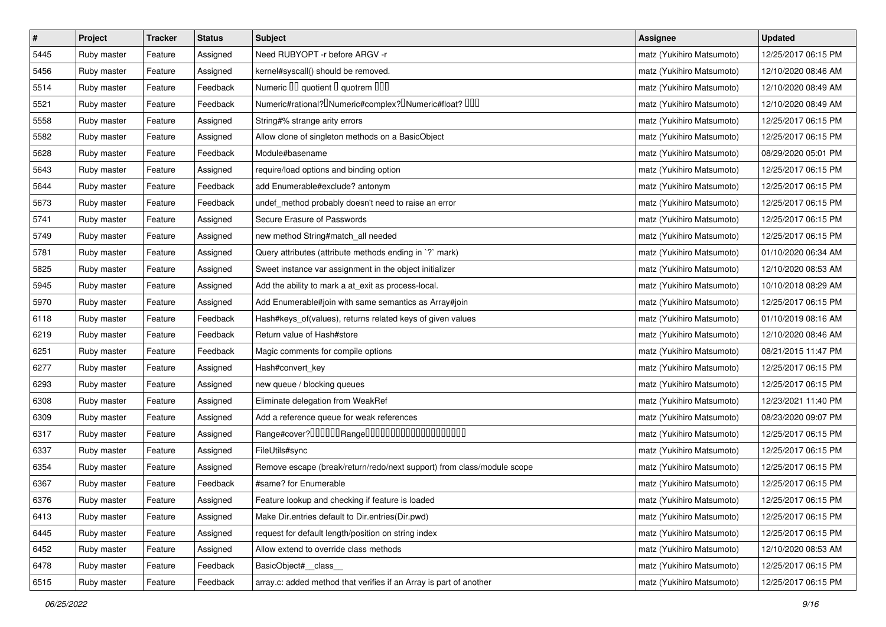| # | Project | Tracker | Status | Subject | Assignee | Updated |
|---|---|---|---|---|---|---|
| 5445 | Ruby master | Feature | Assigned | Need RUBYOPT -r before ARGV -r | matz (Yukihiro Matsumoto) | 12/25/2017 06:15 PM |
| 5456 | Ruby master | Feature | Assigned | kernel#syscall() should be removed. | matz (Yukihiro Matsumoto) | 12/10/2020 08:46 AM |
| 5514 | Ruby master | Feature | Feedback | Numeric �� quotient � quotrem ��� | matz (Yukihiro Matsumoto) | 12/10/2020 08:49 AM |
| 5521 | Ruby master | Feature | Feedback | Numeric#rational?�Numeric#complex?�Numeric#float? ��� | matz (Yukihiro Matsumoto) | 12/10/2020 08:49 AM |
| 5558 | Ruby master | Feature | Assigned | String#% strange arity errors | matz (Yukihiro Matsumoto) | 12/25/2017 06:15 PM |
| 5582 | Ruby master | Feature | Assigned | Allow clone of singleton methods on a BasicObject | matz (Yukihiro Matsumoto) | 12/25/2017 06:15 PM |
| 5628 | Ruby master | Feature | Feedback | Module#basename | matz (Yukihiro Matsumoto) | 08/29/2020 05:01 PM |
| 5643 | Ruby master | Feature | Assigned | require/load options and binding option | matz (Yukihiro Matsumoto) | 12/25/2017 06:15 PM |
| 5644 | Ruby master | Feature | Feedback | add Enumerable#exclude? antonym | matz (Yukihiro Matsumoto) | 12/25/2017 06:15 PM |
| 5673 | Ruby master | Feature | Feedback | undef_method probably doesn't need to raise an error | matz (Yukihiro Matsumoto) | 12/25/2017 06:15 PM |
| 5741 | Ruby master | Feature | Assigned | Secure Erasure of Passwords | matz (Yukihiro Matsumoto) | 12/25/2017 06:15 PM |
| 5749 | Ruby master | Feature | Assigned | new method String#match_all needed | matz (Yukihiro Matsumoto) | 12/25/2017 06:15 PM |
| 5781 | Ruby master | Feature | Assigned | Query attributes (attribute methods ending in `?` mark) | matz (Yukihiro Matsumoto) | 01/10/2020 06:34 AM |
| 5825 | Ruby master | Feature | Assigned | Sweet instance var assignment in the object initializer | matz (Yukihiro Matsumoto) | 12/10/2020 08:53 AM |
| 5945 | Ruby master | Feature | Assigned | Add the ability to mark a at_exit as process-local. | matz (Yukihiro Matsumoto) | 10/10/2018 08:29 AM |
| 5970 | Ruby master | Feature | Assigned | Add Enumerable#join with same semantics as Array#join | matz (Yukihiro Matsumoto) | 12/25/2017 06:15 PM |
| 6118 | Ruby master | Feature | Feedback | Hash#keys_of(values), returns related keys of given values | matz (Yukihiro Matsumoto) | 01/10/2019 08:16 AM |
| 6219 | Ruby master | Feature | Feedback | Return value of Hash#store | matz (Yukihiro Matsumoto) | 12/10/2020 08:46 AM |
| 6251 | Ruby master | Feature | Feedback | Magic comments for compile options | matz (Yukihiro Matsumoto) | 08/21/2015 11:47 PM |
| 6277 | Ruby master | Feature | Assigned | Hash#convert_key | matz (Yukihiro Matsumoto) | 12/25/2017 06:15 PM |
| 6293 | Ruby master | Feature | Assigned | new queue / blocking queues | matz (Yukihiro Matsumoto) | 12/25/2017 06:15 PM |
| 6308 | Ruby master | Feature | Assigned | Eliminate delegation from WeakRef | matz (Yukihiro Matsumoto) | 12/23/2021 11:40 PM |
| 6309 | Ruby master | Feature | Assigned | Add a reference queue for weak references | matz (Yukihiro Matsumoto) | 08/23/2020 09:07 PM |
| 6317 | Ruby master | Feature | Assigned | Range#cover?������Range��������������������� | matz (Yukihiro Matsumoto) | 12/25/2017 06:15 PM |
| 6337 | Ruby master | Feature | Assigned | FileUtils#sync | matz (Yukihiro Matsumoto) | 12/25/2017 06:15 PM |
| 6354 | Ruby master | Feature | Assigned | Remove escape (break/return/redo/next support) from class/module scope | matz (Yukihiro Matsumoto) | 12/25/2017 06:15 PM |
| 6367 | Ruby master | Feature | Feedback | #same? for Enumerable | matz (Yukihiro Matsumoto) | 12/25/2017 06:15 PM |
| 6376 | Ruby master | Feature | Assigned | Feature lookup and checking if feature is loaded | matz (Yukihiro Matsumoto) | 12/25/2017 06:15 PM |
| 6413 | Ruby master | Feature | Assigned | Make Dir.entries default to Dir.entries(Dir.pwd) | matz (Yukihiro Matsumoto) | 12/25/2017 06:15 PM |
| 6445 | Ruby master | Feature | Assigned | request for default length/position on string index | matz (Yukihiro Matsumoto) | 12/25/2017 06:15 PM |
| 6452 | Ruby master | Feature | Assigned | Allow extend to override class methods | matz (Yukihiro Matsumoto) | 12/10/2020 08:53 AM |
| 6478 | Ruby master | Feature | Feedback | BasicObject#__class__ | matz (Yukihiro Matsumoto) | 12/25/2017 06:15 PM |
| 6515 | Ruby master | Feature | Feedback | array.c: added method that verifies if an Array is part of another | matz (Yukihiro Matsumoto) | 12/25/2017 06:15 PM |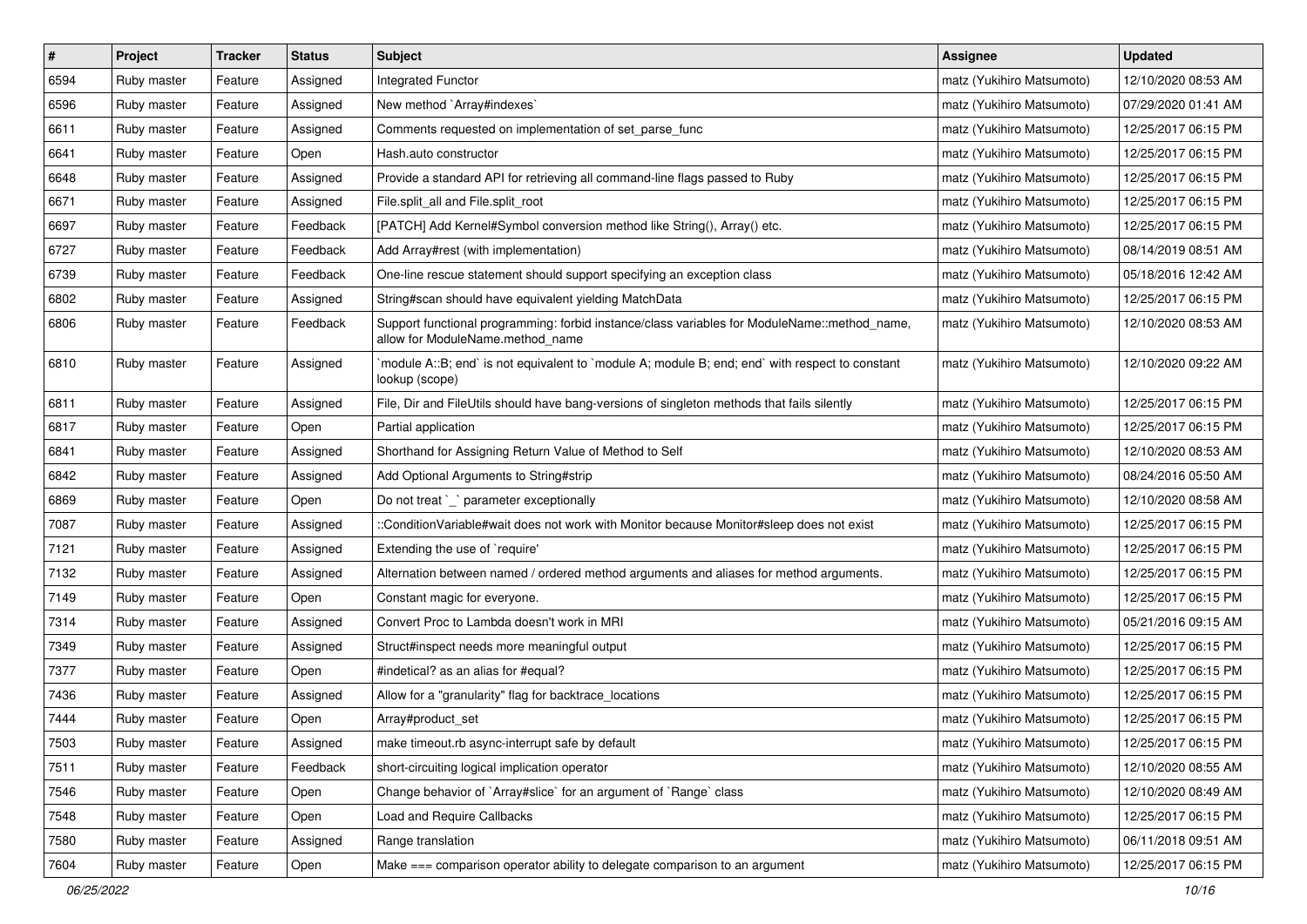| # | Project | Tracker | Status | Subject | Assignee | Updated |
|---|---|---|---|---|---|---|
| 6594 | Ruby master | Feature | Assigned | Integrated Functor | matz (Yukihiro Matsumoto) | 12/10/2020 08:53 AM |
| 6596 | Ruby master | Feature | Assigned | New method `Array#indexes` | matz (Yukihiro Matsumoto) | 07/29/2020 01:41 AM |
| 6611 | Ruby master | Feature | Assigned | Comments requested on implementation of set_parse_func | matz (Yukihiro Matsumoto) | 12/25/2017 06:15 PM |
| 6641 | Ruby master | Feature | Open | Hash.auto constructor | matz (Yukihiro Matsumoto) | 12/25/2017 06:15 PM |
| 6648 | Ruby master | Feature | Assigned | Provide a standard API for retrieving all command-line flags passed to Ruby | matz (Yukihiro Matsumoto) | 12/25/2017 06:15 PM |
| 6671 | Ruby master | Feature | Assigned | File.split_all and File.split_root | matz (Yukihiro Matsumoto) | 12/25/2017 06:15 PM |
| 6697 | Ruby master | Feature | Feedback | [PATCH] Add Kernel#Symbol conversion method like String(), Array() etc. | matz (Yukihiro Matsumoto) | 12/25/2017 06:15 PM |
| 6727 | Ruby master | Feature | Feedback | Add Array#rest (with implementation) | matz (Yukihiro Matsumoto) | 08/14/2019 08:51 AM |
| 6739 | Ruby master | Feature | Feedback | One-line rescue statement should support specifying an exception class | matz (Yukihiro Matsumoto) | 05/18/2016 12:42 AM |
| 6802 | Ruby master | Feature | Assigned | String#scan should have equivalent yielding MatchData | matz (Yukihiro Matsumoto) | 12/25/2017 06:15 PM |
| 6806 | Ruby master | Feature | Feedback | Support functional programming: forbid instance/class variables for ModuleName::method_name, allow for ModuleName.method_name | matz (Yukihiro Matsumoto) | 12/10/2020 08:53 AM |
| 6810 | Ruby master | Feature | Assigned | `module A::B; end` is not equivalent to `module A; module B; end; end` with respect to constant lookup (scope) | matz (Yukihiro Matsumoto) | 12/10/2020 09:22 AM |
| 6811 | Ruby master | Feature | Assigned | File, Dir and FileUtils should have bang-versions of singleton methods that fails silently | matz (Yukihiro Matsumoto) | 12/25/2017 06:15 PM |
| 6817 | Ruby master | Feature | Open | Partial application | matz (Yukihiro Matsumoto) | 12/25/2017 06:15 PM |
| 6841 | Ruby master | Feature | Assigned | Shorthand for Assigning Return Value of Method to Self | matz (Yukihiro Matsumoto) | 12/10/2020 08:53 AM |
| 6842 | Ruby master | Feature | Assigned | Add Optional Arguments to String#strip | matz (Yukihiro Matsumoto) | 08/24/2016 05:50 AM |
| 6869 | Ruby master | Feature | Open | Do not treat `_` parameter exceptionally | matz (Yukihiro Matsumoto) | 12/10/2020 08:58 AM |
| 7087 | Ruby master | Feature | Assigned | ::ConditionVariable#wait does not work with Monitor because Monitor#sleep does not exist | matz (Yukihiro Matsumoto) | 12/25/2017 06:15 PM |
| 7121 | Ruby master | Feature | Assigned | Extending the use of `require' | matz (Yukihiro Matsumoto) | 12/25/2017 06:15 PM |
| 7132 | Ruby master | Feature | Assigned | Alternation between named / ordered method arguments and aliases for method arguments. | matz (Yukihiro Matsumoto) | 12/25/2017 06:15 PM |
| 7149 | Ruby master | Feature | Open | Constant magic for everyone. | matz (Yukihiro Matsumoto) | 12/25/2017 06:15 PM |
| 7314 | Ruby master | Feature | Assigned | Convert Proc to Lambda doesn't work in MRI | matz (Yukihiro Matsumoto) | 05/21/2016 09:15 AM |
| 7349 | Ruby master | Feature | Assigned | Struct#inspect needs more meaningful output | matz (Yukihiro Matsumoto) | 12/25/2017 06:15 PM |
| 7377 | Ruby master | Feature | Open | #indetical? as an alias for #equal? | matz (Yukihiro Matsumoto) | 12/25/2017 06:15 PM |
| 7436 | Ruby master | Feature | Assigned | Allow for a "granularity" flag for backtrace_locations | matz (Yukihiro Matsumoto) | 12/25/2017 06:15 PM |
| 7444 | Ruby master | Feature | Open | Array#product_set | matz (Yukihiro Matsumoto) | 12/25/2017 06:15 PM |
| 7503 | Ruby master | Feature | Assigned | make timeout.rb async-interrupt safe by default | matz (Yukihiro Matsumoto) | 12/25/2017 06:15 PM |
| 7511 | Ruby master | Feature | Feedback | short-circuiting logical implication operator | matz (Yukihiro Matsumoto) | 12/10/2020 08:55 AM |
| 7546 | Ruby master | Feature | Open | Change behavior of `Array#slice` for an argument of `Range` class | matz (Yukihiro Matsumoto) | 12/10/2020 08:49 AM |
| 7548 | Ruby master | Feature | Open | Load and Require Callbacks | matz (Yukihiro Matsumoto) | 12/25/2017 06:15 PM |
| 7580 | Ruby master | Feature | Assigned | Range translation | matz (Yukihiro Matsumoto) | 06/11/2018 09:51 AM |
| 7604 | Ruby master | Feature | Open | Make === comparison operator ability to delegate comparison to an argument | matz (Yukihiro Matsumoto) | 12/25/2017 06:15 PM |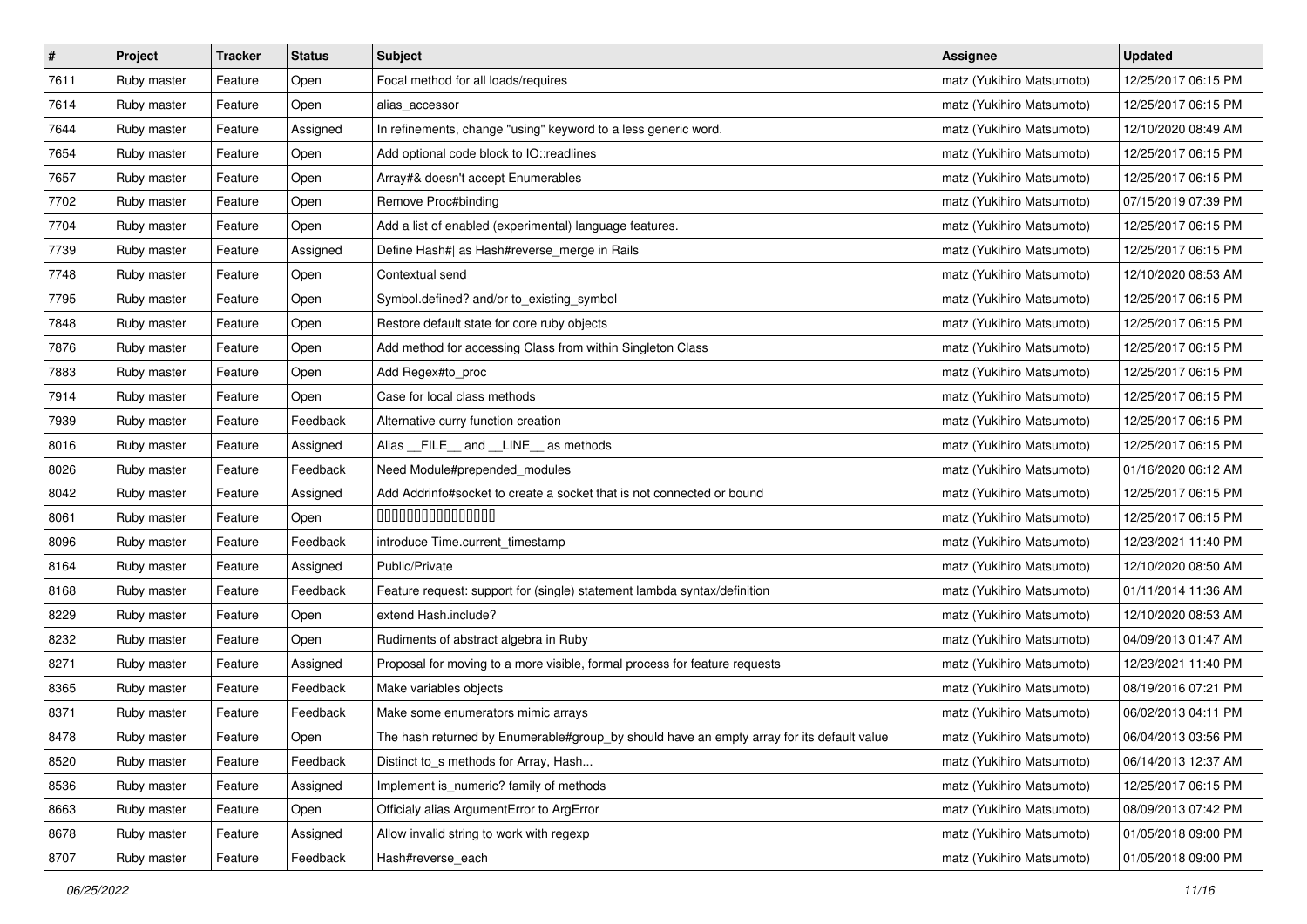| # | Project | Tracker | Status | Subject | Assignee | Updated |
|---|---|---|---|---|---|---|
| 7611 | Ruby master | Feature | Open | Focal method for all loads/requires | matz (Yukihiro Matsumoto) | 12/25/2017 06:15 PM |
| 7614 | Ruby master | Feature | Open | alias_accessor | matz (Yukihiro Matsumoto) | 12/25/2017 06:15 PM |
| 7644 | Ruby master | Feature | Assigned | In refinements, change "using" keyword to a less generic word. | matz (Yukihiro Matsumoto) | 12/10/2020 08:49 AM |
| 7654 | Ruby master | Feature | Open | Add optional code block to IO::readlines | matz (Yukihiro Matsumoto) | 12/25/2017 06:15 PM |
| 7657 | Ruby master | Feature | Open | Array#& doesn't accept Enumerables | matz (Yukihiro Matsumoto) | 12/25/2017 06:15 PM |
| 7702 | Ruby master | Feature | Open | Remove Proc#binding | matz (Yukihiro Matsumoto) | 07/15/2019 07:39 PM |
| 7704 | Ruby master | Feature | Open | Add a list of enabled (experimental) language features. | matz (Yukihiro Matsumoto) | 12/25/2017 06:15 PM |
| 7739 | Ruby master | Feature | Assigned | Define Hash#\| as Hash#reverse_merge in Rails | matz (Yukihiro Matsumoto) | 12/25/2017 06:15 PM |
| 7748 | Ruby master | Feature | Open | Contextual send | matz (Yukihiro Matsumoto) | 12/10/2020 08:53 AM |
| 7795 | Ruby master | Feature | Open | Symbol.defined? and/or to_existing_symbol | matz (Yukihiro Matsumoto) | 12/25/2017 06:15 PM |
| 7848 | Ruby master | Feature | Open | Restore default state for core ruby objects | matz (Yukihiro Matsumoto) | 12/25/2017 06:15 PM |
| 7876 | Ruby master | Feature | Open | Add method for accessing Class from within Singleton Class | matz (Yukihiro Matsumoto) | 12/25/2017 06:15 PM |
| 7883 | Ruby master | Feature | Open | Add Regex#to_proc | matz (Yukihiro Matsumoto) | 12/25/2017 06:15 PM |
| 7914 | Ruby master | Feature | Open | Case for local class methods | matz (Yukihiro Matsumoto) | 12/25/2017 06:15 PM |
| 7939 | Ruby master | Feature | Feedback | Alternative curry function creation | matz (Yukihiro Matsumoto) | 12/25/2017 06:15 PM |
| 8016 | Ruby master | Feature | Assigned | Alias __FILE__ and __LINE__ as methods | matz (Yukihiro Matsumoto) | 12/25/2017 06:15 PM |
| 8026 | Ruby master | Feature | Feedback | Need Module#prepended_modules | matz (Yukihiro Matsumoto) | 01/16/2020 06:12 AM |
| 8042 | Ruby master | Feature | Assigned | Add Addrinfo#socket to create a socket that is not connected or bound | matz (Yukihiro Matsumoto) | 12/25/2017 06:15 PM |
| 8061 | Ruby master | Feature | Open | ���������������� | matz (Yukihiro Matsumoto) | 12/25/2017 06:15 PM |
| 8096 | Ruby master | Feature | Feedback | introduce Time.current_timestamp | matz (Yukihiro Matsumoto) | 12/23/2021 11:40 PM |
| 8164 | Ruby master | Feature | Assigned | Public/Private | matz (Yukihiro Matsumoto) | 12/10/2020 08:50 AM |
| 8168 | Ruby master | Feature | Feedback | Feature request: support for (single) statement lambda syntax/definition | matz (Yukihiro Matsumoto) | 01/11/2014 11:36 AM |
| 8229 | Ruby master | Feature | Open | extend Hash.include? | matz (Yukihiro Matsumoto) | 12/10/2020 08:53 AM |
| 8232 | Ruby master | Feature | Open | Rudiments of abstract algebra in Ruby | matz (Yukihiro Matsumoto) | 04/09/2013 01:47 AM |
| 8271 | Ruby master | Feature | Assigned | Proposal for moving to a more visible, formal process for feature requests | matz (Yukihiro Matsumoto) | 12/23/2021 11:40 PM |
| 8365 | Ruby master | Feature | Feedback | Make variables objects | matz (Yukihiro Matsumoto) | 08/19/2016 07:21 PM |
| 8371 | Ruby master | Feature | Feedback | Make some enumerators mimic arrays | matz (Yukihiro Matsumoto) | 06/02/2013 04:11 PM |
| 8478 | Ruby master | Feature | Open | The hash returned by Enumerable#group_by should have an empty array for its default value | matz (Yukihiro Matsumoto) | 06/04/2013 03:56 PM |
| 8520 | Ruby master | Feature | Feedback | Distinct to_s methods for Array, Hash... | matz (Yukihiro Matsumoto) | 06/14/2013 12:37 AM |
| 8536 | Ruby master | Feature | Assigned | Implement is_numeric? family of methods | matz (Yukihiro Matsumoto) | 12/25/2017 06:15 PM |
| 8663 | Ruby master | Feature | Open | Officialy alias ArgumentError to ArgError | matz (Yukihiro Matsumoto) | 08/09/2013 07:42 PM |
| 8678 | Ruby master | Feature | Assigned | Allow invalid string to work with regexp | matz (Yukihiro Matsumoto) | 01/05/2018 09:00 PM |
| 8707 | Ruby master | Feature | Feedback | Hash#reverse_each | matz (Yukihiro Matsumoto) | 01/05/2018 09:00 PM |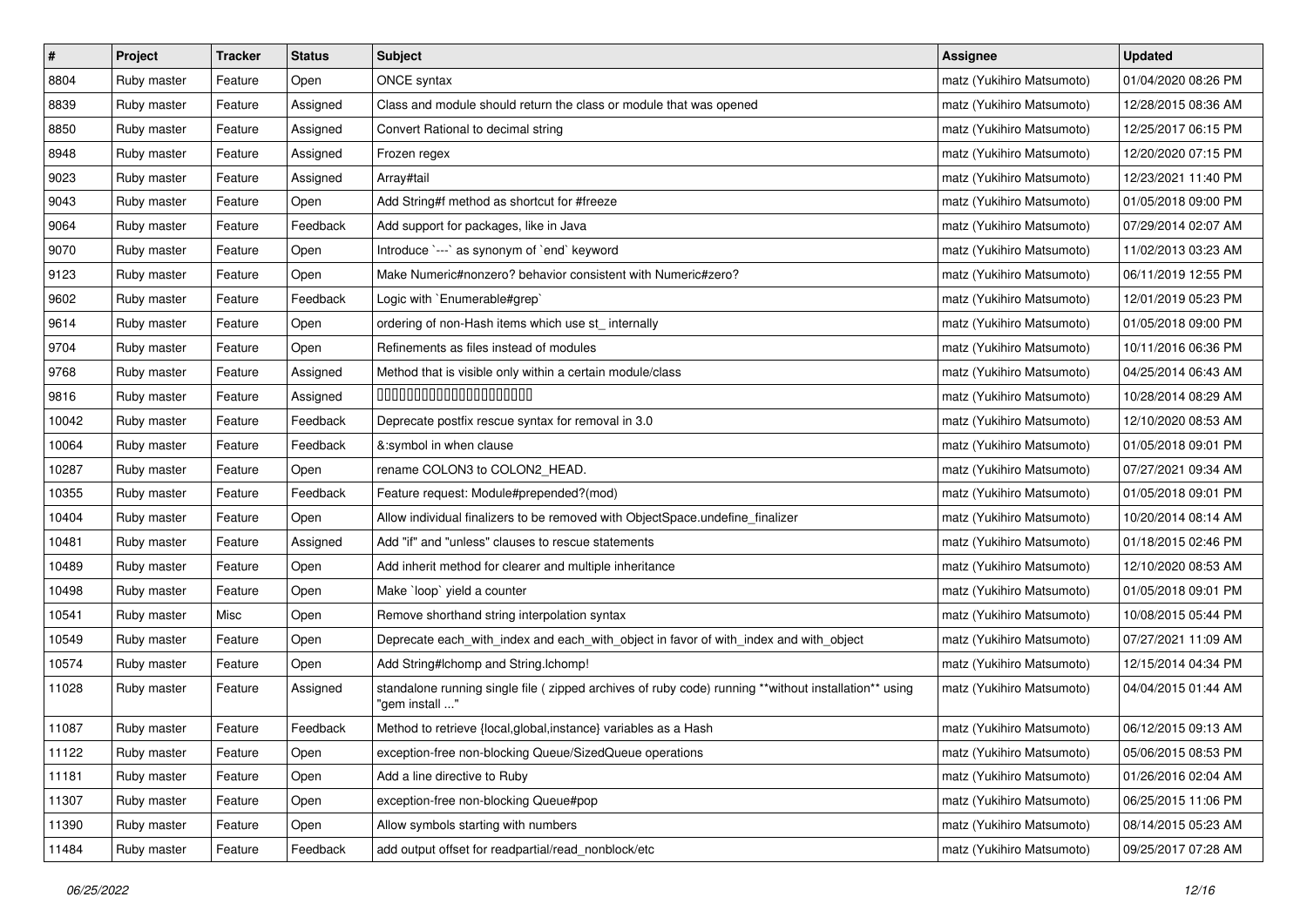| # | Project | Tracker | Status | Subject | Assignee | Updated |
|---|---|---|---|---|---|---|
| 8804 | Ruby master | Feature | Open | ONCE syntax | matz (Yukihiro Matsumoto) | 01/04/2020 08:26 PM |
| 8839 | Ruby master | Feature | Assigned | Class and module should return the class or module that was opened | matz (Yukihiro Matsumoto) | 12/28/2015 08:36 AM |
| 8850 | Ruby master | Feature | Assigned | Convert Rational to decimal string | matz (Yukihiro Matsumoto) | 12/25/2017 06:15 PM |
| 8948 | Ruby master | Feature | Assigned | Frozen regex | matz (Yukihiro Matsumoto) | 12/20/2020 07:15 PM |
| 9023 | Ruby master | Feature | Assigned | Array#tail | matz (Yukihiro Matsumoto) | 12/23/2021 11:40 PM |
| 9043 | Ruby master | Feature | Open | Add String#f method as shortcut for #freeze | matz (Yukihiro Matsumoto) | 01/05/2018 09:00 PM |
| 9064 | Ruby master | Feature | Feedback | Add support for packages, like in Java | matz (Yukihiro Matsumoto) | 07/29/2014 02:07 AM |
| 9070 | Ruby master | Feature | Open | Introduce `---` as synonym of `end` keyword | matz (Yukihiro Matsumoto) | 11/02/2013 03:23 AM |
| 9123 | Ruby master | Feature | Open | Make Numeric#nonzero? behavior consistent with Numeric#zero? | matz (Yukihiro Matsumoto) | 06/11/2019 12:55 PM |
| 9602 | Ruby master | Feature | Feedback | Logic with `Enumerable#grep` | matz (Yukihiro Matsumoto) | 12/01/2019 05:23 PM |
| 9614 | Ruby master | Feature | Open | ordering of non-Hash items which use st_ internally | matz (Yukihiro Matsumoto) | 01/05/2018 09:00 PM |
| 9704 | Ruby master | Feature | Open | Refinements as files instead of modules | matz (Yukihiro Matsumoto) | 10/11/2016 06:36 PM |
| 9768 | Ruby master | Feature | Assigned | Method that is visible only within a certain module/class | matz (Yukihiro Matsumoto) | 04/25/2014 06:43 AM |
| 9816 | Ruby master | Feature | Assigned | 00000000000000000000 | matz (Yukihiro Matsumoto) | 10/28/2014 08:29 AM |
| 10042 | Ruby master | Feature | Feedback | Deprecate postfix rescue syntax for removal in 3.0 | matz (Yukihiro Matsumoto) | 12/10/2020 08:53 AM |
| 10064 | Ruby master | Feature | Feedback | &:symbol in when clause | matz (Yukihiro Matsumoto) | 01/05/2018 09:01 PM |
| 10287 | Ruby master | Feature | Open | rename COLON3 to COLON2_HEAD. | matz (Yukihiro Matsumoto) | 07/27/2021 09:34 AM |
| 10355 | Ruby master | Feature | Feedback | Feature request: Module#prepended?(mod) | matz (Yukihiro Matsumoto) | 01/05/2018 09:01 PM |
| 10404 | Ruby master | Feature | Open | Allow individual finalizers to be removed with ObjectSpace.undefine_finalizer | matz (Yukihiro Matsumoto) | 10/20/2014 08:14 AM |
| 10481 | Ruby master | Feature | Assigned | Add "if" and "unless" clauses to rescue statements | matz (Yukihiro Matsumoto) | 01/18/2015 02:46 PM |
| 10489 | Ruby master | Feature | Open | Add inherit method for clearer and multiple inheritance | matz (Yukihiro Matsumoto) | 12/10/2020 08:53 AM |
| 10498 | Ruby master | Feature | Open | Make `loop` yield a counter | matz (Yukihiro Matsumoto) | 01/05/2018 09:01 PM |
| 10541 | Ruby master | Misc | Open | Remove shorthand string interpolation syntax | matz (Yukihiro Matsumoto) | 10/08/2015 05:44 PM |
| 10549 | Ruby master | Feature | Open | Deprecate each_with_index and each_with_object in favor of with_index and with_object | matz (Yukihiro Matsumoto) | 07/27/2021 11:09 AM |
| 10574 | Ruby master | Feature | Open | Add String#lchomp and String.lchomp! | matz (Yukihiro Matsumoto) | 12/15/2014 04:34 PM |
| 11028 | Ruby master | Feature | Assigned | standalone running single file ( zipped archives of ruby code) running **without installation** using "gem install ..." | matz (Yukihiro Matsumoto) | 04/04/2015 01:44 AM |
| 11087 | Ruby master | Feature | Feedback | Method to retrieve {local,global,instance} variables as a Hash | matz (Yukihiro Matsumoto) | 06/12/2015 09:13 AM |
| 11122 | Ruby master | Feature | Open | exception-free non-blocking Queue/SizedQueue operations | matz (Yukihiro Matsumoto) | 05/06/2015 08:53 PM |
| 11181 | Ruby master | Feature | Open | Add a line directive to Ruby | matz (Yukihiro Matsumoto) | 01/26/2016 02:04 AM |
| 11307 | Ruby master | Feature | Open | exception-free non-blocking Queue#pop | matz (Yukihiro Matsumoto) | 06/25/2015 11:06 PM |
| 11390 | Ruby master | Feature | Open | Allow symbols starting with numbers | matz (Yukihiro Matsumoto) | 08/14/2015 05:23 AM |
| 11484 | Ruby master | Feature | Feedback | add output offset for readpartial/read_nonblock/etc | matz (Yukihiro Matsumoto) | 09/25/2017 07:28 AM |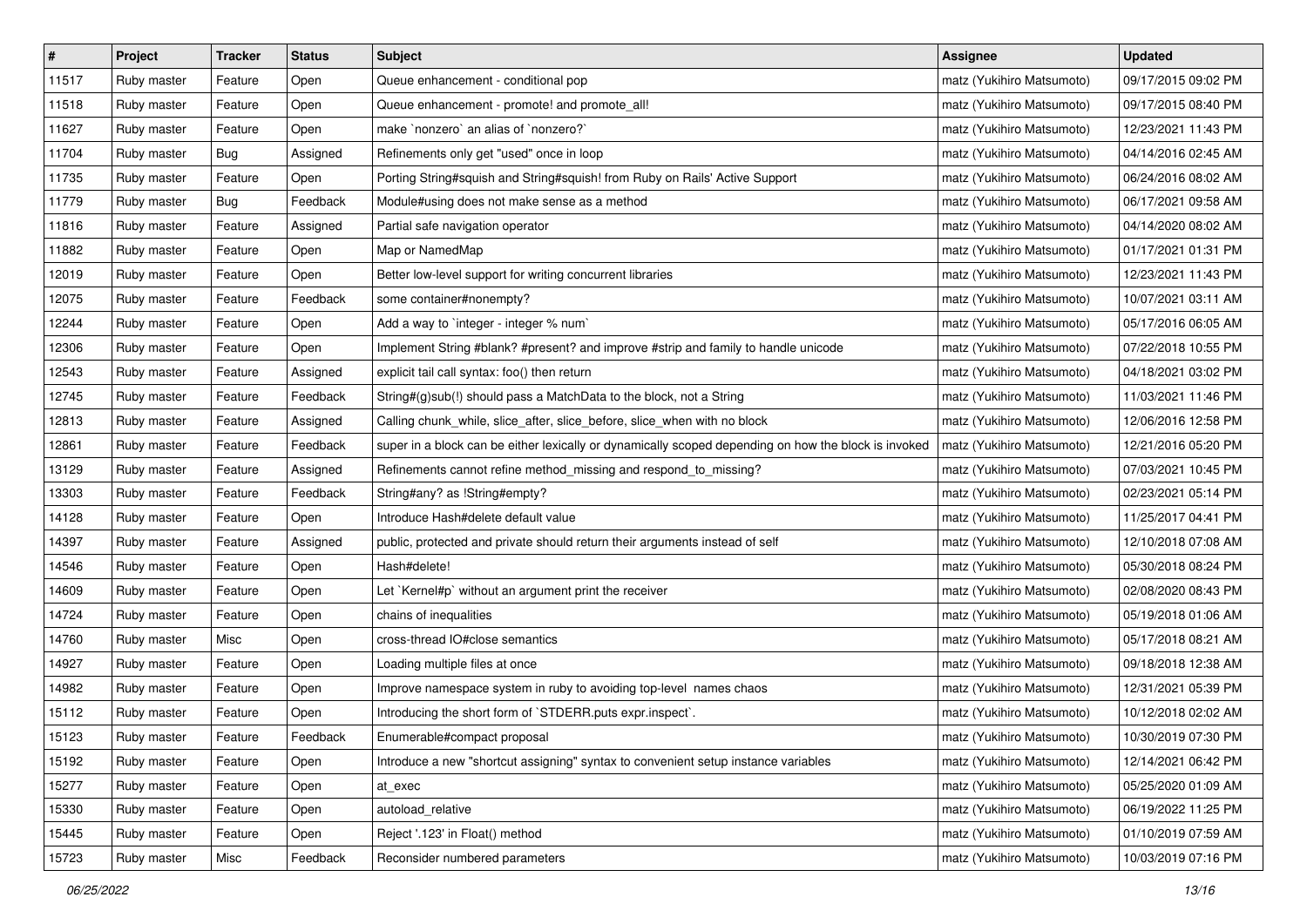| # | Project | Tracker | Status | Subject | Assignee | Updated |
|---|---|---|---|---|---|---|
| 11517 | Ruby master | Feature | Open | Queue enhancement - conditional pop | matz (Yukihiro Matsumoto) | 09/17/2015 09:02 PM |
| 11518 | Ruby master | Feature | Open | Queue enhancement - promote! and promote_all! | matz (Yukihiro Matsumoto) | 09/17/2015 08:40 PM |
| 11627 | Ruby master | Feature | Open | make `nonzero` an alias of `nonzero?` | matz (Yukihiro Matsumoto) | 12/23/2021 11:43 PM |
| 11704 | Ruby master | Bug | Assigned | Refinements only get "used" once in loop | matz (Yukihiro Matsumoto) | 04/14/2016 02:45 AM |
| 11735 | Ruby master | Feature | Open | Porting String#squish and String#squish! from Ruby on Rails' Active Support | matz (Yukihiro Matsumoto) | 06/24/2016 08:02 AM |
| 11779 | Ruby master | Bug | Feedback | Module#using does not make sense as a method | matz (Yukihiro Matsumoto) | 06/17/2021 09:58 AM |
| 11816 | Ruby master | Feature | Assigned | Partial safe navigation operator | matz (Yukihiro Matsumoto) | 04/14/2020 08:02 AM |
| 11882 | Ruby master | Feature | Open | Map or NamedMap | matz (Yukihiro Matsumoto) | 01/17/2021 01:31 PM |
| 12019 | Ruby master | Feature | Open | Better low-level support for writing concurrent libraries | matz (Yukihiro Matsumoto) | 12/23/2021 11:43 PM |
| 12075 | Ruby master | Feature | Feedback | some container#nonempty? | matz (Yukihiro Matsumoto) | 10/07/2021 03:11 AM |
| 12244 | Ruby master | Feature | Open | Add a way to `integer - integer % num` | matz (Yukihiro Matsumoto) | 05/17/2016 06:05 AM |
| 12306 | Ruby master | Feature | Open | Implement String #blank? #present? and improve #strip and family to handle unicode | matz (Yukihiro Matsumoto) | 07/22/2018 10:55 PM |
| 12543 | Ruby master | Feature | Assigned | explicit tail call syntax: foo() then return | matz (Yukihiro Matsumoto) | 04/18/2021 03:02 PM |
| 12745 | Ruby master | Feature | Feedback | String#(g)sub(!) should pass a MatchData to the block, not a String | matz (Yukihiro Matsumoto) | 11/03/2021 11:46 PM |
| 12813 | Ruby master | Feature | Assigned | Calling chunk_while, slice_after, slice_before, slice_when with no block | matz (Yukihiro Matsumoto) | 12/06/2016 12:58 PM |
| 12861 | Ruby master | Feature | Feedback | super in a block can be either lexically or dynamically scoped depending on how the block is invoked | matz (Yukihiro Matsumoto) | 12/21/2016 05:20 PM |
| 13129 | Ruby master | Feature | Assigned | Refinements cannot refine method_missing and respond_to_missing? | matz (Yukihiro Matsumoto) | 07/03/2021 10:45 PM |
| 13303 | Ruby master | Feature | Feedback | String#any? as !String#empty? | matz (Yukihiro Matsumoto) | 02/23/2021 05:14 PM |
| 14128 | Ruby master | Feature | Open | Introduce Hash#delete default value | matz (Yukihiro Matsumoto) | 11/25/2017 04:41 PM |
| 14397 | Ruby master | Feature | Assigned | public, protected and private should return their arguments instead of self | matz (Yukihiro Matsumoto) | 12/10/2018 07:08 AM |
| 14546 | Ruby master | Feature | Open | Hash#delete! | matz (Yukihiro Matsumoto) | 05/30/2018 08:24 PM |
| 14609 | Ruby master | Feature | Open | Let `Kernel#p` without an argument print the receiver | matz (Yukihiro Matsumoto) | 02/08/2020 08:43 PM |
| 14724 | Ruby master | Feature | Open | chains of inequalities | matz (Yukihiro Matsumoto) | 05/19/2018 01:06 AM |
| 14760 | Ruby master | Misc | Open | cross-thread IO#close semantics | matz (Yukihiro Matsumoto) | 05/17/2018 08:21 AM |
| 14927 | Ruby master | Feature | Open | Loading multiple files at once | matz (Yukihiro Matsumoto) | 09/18/2018 12:38 AM |
| 14982 | Ruby master | Feature | Open | Improve namespace system in ruby to avoiding top-level names chaos | matz (Yukihiro Matsumoto) | 12/31/2021 05:39 PM |
| 15112 | Ruby master | Feature | Open | Introducing the short form of `STDERR.puts expr.inspect`. | matz (Yukihiro Matsumoto) | 10/12/2018 02:02 AM |
| 15123 | Ruby master | Feature | Feedback | Enumerable#compact proposal | matz (Yukihiro Matsumoto) | 10/30/2019 07:30 PM |
| 15192 | Ruby master | Feature | Open | Introduce a new "shortcut assigning" syntax to convenient setup instance variables | matz (Yukihiro Matsumoto) | 12/14/2021 06:42 PM |
| 15277 | Ruby master | Feature | Open | at_exec | matz (Yukihiro Matsumoto) | 05/25/2020 01:09 AM |
| 15330 | Ruby master | Feature | Open | autoload_relative | matz (Yukihiro Matsumoto) | 06/19/2022 11:25 PM |
| 15445 | Ruby master | Feature | Open | Reject '.123' in Float() method | matz (Yukihiro Matsumoto) | 01/10/2019 07:59 AM |
| 15723 | Ruby master | Misc | Feedback | Reconsider numbered parameters | matz (Yukihiro Matsumoto) | 10/03/2019 07:16 PM |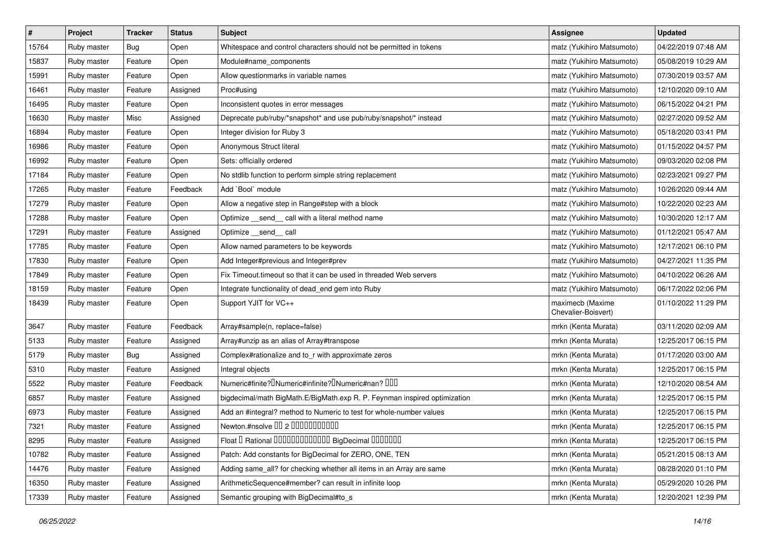| # | Project | Tracker | Status | Subject | Assignee | Updated |
| --- | --- | --- | --- | --- | --- | --- |
| 15764 | Ruby master | Bug | Open | Whitespace and control characters should not be permitted in tokens | matz (Yukihiro Matsumoto) | 04/22/2019 07:48 AM |
| 15837 | Ruby master | Feature | Open | Module#name_components | matz (Yukihiro Matsumoto) | 05/08/2019 10:29 AM |
| 15991 | Ruby master | Feature | Open | Allow questionmarks in variable names | matz (Yukihiro Matsumoto) | 07/30/2019 03:57 AM |
| 16461 | Ruby master | Feature | Assigned | Proc#using | matz (Yukihiro Matsumoto) | 12/10/2020 09:10 AM |
| 16495 | Ruby master | Feature | Open | Inconsistent quotes in error messages | matz (Yukihiro Matsumoto) | 06/15/2022 04:21 PM |
| 16630 | Ruby master | Misc | Assigned | Deprecate pub/ruby/*snapshot* and use pub/ruby/snapshot/* instead | matz (Yukihiro Matsumoto) | 02/27/2020 09:52 AM |
| 16894 | Ruby master | Feature | Open | Integer division for Ruby 3 | matz (Yukihiro Matsumoto) | 05/18/2020 03:41 PM |
| 16986 | Ruby master | Feature | Open | Anonymous Struct literal | matz (Yukihiro Matsumoto) | 01/15/2022 04:57 PM |
| 16992 | Ruby master | Feature | Open | Sets: officially ordered | matz (Yukihiro Matsumoto) | 09/03/2020 02:08 PM |
| 17184 | Ruby master | Feature | Open | No stdlib function to perform simple string replacement | matz (Yukihiro Matsumoto) | 02/23/2021 09:27 PM |
| 17265 | Ruby master | Feature | Feedback | Add `Bool` module | matz (Yukihiro Matsumoto) | 10/26/2020 09:44 AM |
| 17279 | Ruby master | Feature | Open | Allow a negative step in Range#step with a block | matz (Yukihiro Matsumoto) | 10/22/2020 02:23 AM |
| 17288 | Ruby master | Feature | Open | Optimize __send__ call with a literal method name | matz (Yukihiro Matsumoto) | 10/30/2020 12:17 AM |
| 17291 | Ruby master | Feature | Assigned | Optimize __send__ call | matz (Yukihiro Matsumoto) | 01/12/2021 05:47 AM |
| 17785 | Ruby master | Feature | Open | Allow named parameters to be keywords | matz (Yukihiro Matsumoto) | 12/17/2021 06:10 PM |
| 17830 | Ruby master | Feature | Open | Add Integer#previous and Integer#prev | matz (Yukihiro Matsumoto) | 04/27/2021 11:35 PM |
| 17849 | Ruby master | Feature | Open | Fix Timeout.timeout so that it can be used in threaded Web servers | matz (Yukihiro Matsumoto) | 04/10/2022 06:26 AM |
| 18159 | Ruby master | Feature | Open | Integrate functionality of dead_end gem into Ruby | matz (Yukihiro Matsumoto) | 06/17/2022 02:06 PM |
| 18439 | Ruby master | Feature | Open | Support YJIT for VC++ | maximecb (Maxime Chevalier-Boisvert) | 01/10/2022 11:29 PM |
| 3647 | Ruby master | Feature | Feedback | Array#sample(n, replace=false) | mrkn (Kenta Murata) | 03/11/2020 02:09 AM |
| 5133 | Ruby master | Feature | Assigned | Array#unzip as an alias of Array#transpose | mrkn (Kenta Murata) | 12/25/2017 06:15 PM |
| 5179 | Ruby master | Bug | Assigned | Complex#rationalize and to_r with approximate zeros | mrkn (Kenta Murata) | 01/17/2020 03:00 AM |
| 5310 | Ruby master | Feature | Assigned | Integral objects | mrkn (Kenta Murata) | 12/25/2017 06:15 PM |
| 5522 | Ruby master | Feature | Feedback | Numeric#finite?□Numeric#infinite?□Numeric#nan? □□□ | mrkn (Kenta Murata) | 12/10/2020 08:54 AM |
| 6857 | Ruby master | Feature | Assigned | bigdecimal/math BigMath.E/BigMath.exp R. P. Feynman inspired optimization | mrkn (Kenta Murata) | 12/25/2017 06:15 PM |
| 6973 | Ruby master | Feature | Assigned | Add an #integral? method to Numeric to test for whole-number values | mrkn (Kenta Murata) | 12/25/2017 06:15 PM |
| 7321 | Ruby master | Feature | Assigned | Newton.#nsolve □□ 2 □□□□□□□□□□□ | mrkn (Kenta Murata) | 12/25/2017 06:15 PM |
| 8295 | Ruby master | Feature | Assigned | Float □ Rational □□□□□□□□□□□□□ BigDecimal □□□□□□□ | mrkn (Kenta Murata) | 12/25/2017 06:15 PM |
| 10782 | Ruby master | Feature | Assigned | Patch: Add constants for BigDecimal for ZERO, ONE, TEN | mrkn (Kenta Murata) | 05/21/2015 08:13 AM |
| 14476 | Ruby master | Feature | Assigned | Adding same_all? for checking whether all items in an Array are same | mrkn (Kenta Murata) | 08/28/2020 01:10 PM |
| 16350 | Ruby master | Feature | Assigned | ArithmeticSequence#member? can result in infinite loop | mrkn (Kenta Murata) | 05/29/2020 10:26 PM |
| 17339 | Ruby master | Feature | Assigned | Semantic grouping with BigDecimal#to_s | mrkn (Kenta Murata) | 12/20/2021 12:39 PM |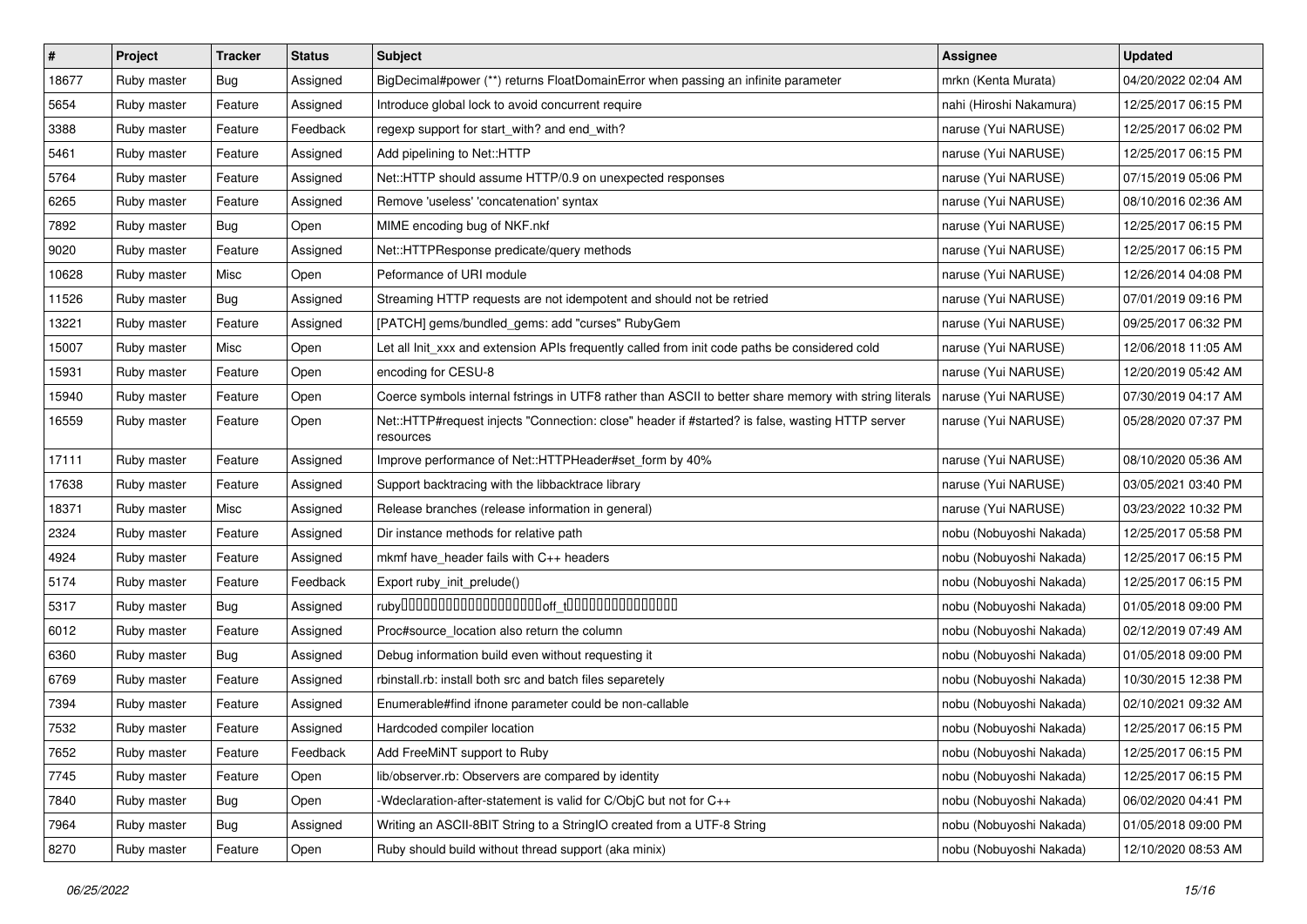| # | Project | Tracker | Status | Subject | Assignee | Updated |
|---|---|---|---|---|---|---|
| 18677 | Ruby master | Bug | Assigned | BigDecimal#power (**) returns FloatDomainError when passing an infinite parameter | mrkn (Kenta Murata) | 04/20/2022 02:04 AM |
| 5654 | Ruby master | Feature | Assigned | Introduce global lock to avoid concurrent require | nahi (Hiroshi Nakamura) | 12/25/2017 06:15 PM |
| 3388 | Ruby master | Feature | Feedback | regexp support for start_with? and end_with? | naruse (Yui NARUSE) | 12/25/2017 06:02 PM |
| 5461 | Ruby master | Feature | Assigned | Add pipelining to Net::HTTP | naruse (Yui NARUSE) | 12/25/2017 06:15 PM |
| 5764 | Ruby master | Feature | Assigned | Net::HTTP should assume HTTP/0.9 on unexpected responses | naruse (Yui NARUSE) | 07/15/2019 05:06 PM |
| 6265 | Ruby master | Feature | Assigned | Remove 'useless' 'concatenation' syntax | naruse (Yui NARUSE) | 08/10/2016 02:36 AM |
| 7892 | Ruby master | Bug | Open | MIME encoding bug of NKF.nkf | naruse (Yui NARUSE) | 12/25/2017 06:15 PM |
| 9020 | Ruby master | Feature | Assigned | Net::HTTPResponse predicate/query methods | naruse (Yui NARUSE) | 12/25/2017 06:15 PM |
| 10628 | Ruby master | Misc | Open | Peformance of URI module | naruse (Yui NARUSE) | 12/26/2014 04:08 PM |
| 11526 | Ruby master | Bug | Assigned | Streaming HTTP requests are not idempotent and should not be retried | naruse (Yui NARUSE) | 07/01/2019 09:16 PM |
| 13221 | Ruby master | Feature | Assigned | [PATCH] gems/bundled_gems: add "curses" RubyGem | naruse (Yui NARUSE) | 09/25/2017 06:32 PM |
| 15007 | Ruby master | Misc | Open | Let all Init_xxx and extension APIs frequently called from init code paths be considered cold | naruse (Yui NARUSE) | 12/06/2018 11:05 AM |
| 15931 | Ruby master | Feature | Open | encoding for CESU-8 | naruse (Yui NARUSE) | 12/20/2019 05:42 AM |
| 15940 | Ruby master | Feature | Open | Coerce symbols internal fstrings in UTF8 rather than ASCII to better share memory with string literals | naruse (Yui NARUSE) | 07/30/2019 04:17 AM |
| 16559 | Ruby master | Feature | Open | Net::HTTP#request injects "Connection: close" header if #started? is false, wasting HTTP server resources | naruse (Yui NARUSE) | 05/28/2020 07:37 PM |
| 17111 | Ruby master | Feature | Assigned | Improve performance of Net::HTTPHeader#set_form by 40% | naruse (Yui NARUSE) | 08/10/2020 05:36 AM |
| 17638 | Ruby master | Feature | Assigned | Support backtracing with the libbacktrace library | naruse (Yui NARUSE) | 03/05/2021 03:40 PM |
| 18371 | Ruby master | Misc | Assigned | Release branches (release information in general) | naruse (Yui NARUSE) | 03/23/2022 10:32 PM |
| 2324 | Ruby master | Feature | Assigned | Dir instance methods for relative path | nobu (Nobuyoshi Nakada) | 12/25/2017 05:58 PM |
| 4924 | Ruby master | Feature | Assigned | mkmf have_header fails with C++ headers | nobu (Nobuyoshi Nakada) | 12/25/2017 06:15 PM |
| 5174 | Ruby master | Feature | Feedback | Export ruby_init_prelude() | nobu (Nobuyoshi Nakada) | 12/25/2017 06:15 PM |
| 5317 | Ruby master | Bug | Assigned | ruby��������������������off_t��������������� | nobu (Nobuyoshi Nakada) | 01/05/2018 09:00 PM |
| 6012 | Ruby master | Feature | Assigned | Proc#source_location also return the column | nobu (Nobuyoshi Nakada) | 02/12/2019 07:49 AM |
| 6360 | Ruby master | Bug | Assigned | Debug information build even without requesting it | nobu (Nobuyoshi Nakada) | 01/05/2018 09:00 PM |
| 6769 | Ruby master | Feature | Assigned | rbinstall.rb: install both src and batch files separetely | nobu (Nobuyoshi Nakada) | 10/30/2015 12:38 PM |
| 7394 | Ruby master | Feature | Assigned | Enumerable#find ifnone parameter could be non-callable | nobu (Nobuyoshi Nakada) | 02/10/2021 09:32 AM |
| 7532 | Ruby master | Feature | Assigned | Hardcoded compiler location | nobu (Nobuyoshi Nakada) | 12/25/2017 06:15 PM |
| 7652 | Ruby master | Feature | Feedback | Add FreeMiNT support to Ruby | nobu (Nobuyoshi Nakada) | 12/25/2017 06:15 PM |
| 7745 | Ruby master | Feature | Open | lib/observer.rb: Observers are compared by identity | nobu (Nobuyoshi Nakada) | 12/25/2017 06:15 PM |
| 7840 | Ruby master | Bug | Open | -Wdeclaration-after-statement is valid for C/ObjC but not for C++ | nobu (Nobuyoshi Nakada) | 06/02/2020 04:41 PM |
| 7964 | Ruby master | Bug | Assigned | Writing an ASCII-8BIT String to a StringIO created from a UTF-8 String | nobu (Nobuyoshi Nakada) | 01/05/2018 09:00 PM |
| 8270 | Ruby master | Feature | Open | Ruby should build without thread support (aka minix) | nobu (Nobuyoshi Nakada) | 12/10/2020 08:53 AM |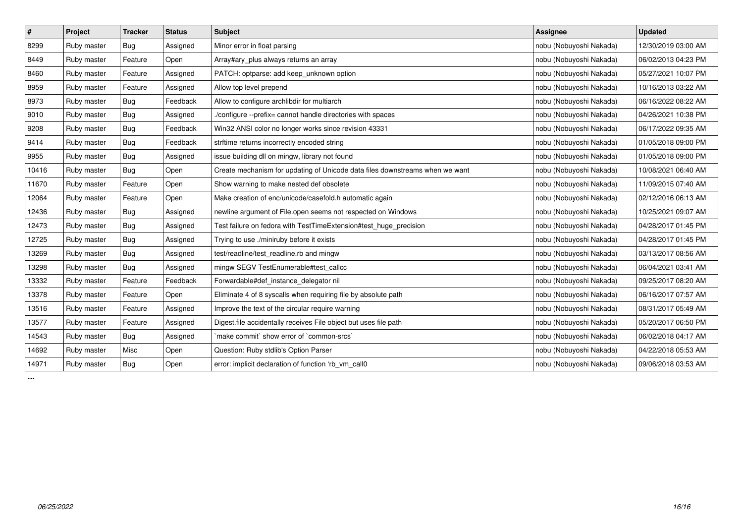| # | Project | Tracker | Status | Subject | Assignee | Updated |
|---|---|---|---|---|---|---|
| 8299 | Ruby master | Bug | Assigned | Minor error in float parsing | nobu (Nobuyoshi Nakada) | 12/30/2019 03:00 AM |
| 8449 | Ruby master | Feature | Open | Array#ary_plus always returns an array | nobu (Nobuyoshi Nakada) | 06/02/2013 04:23 PM |
| 8460 | Ruby master | Feature | Assigned | PATCH: optparse: add keep_unknown option | nobu (Nobuyoshi Nakada) | 05/27/2021 10:07 PM |
| 8959 | Ruby master | Feature | Assigned | Allow top level prepend | nobu (Nobuyoshi Nakada) | 10/16/2013 03:22 AM |
| 8973 | Ruby master | Bug | Feedback | Allow to configure archlibdir for multiarch | nobu (Nobuyoshi Nakada) | 06/16/2022 08:22 AM |
| 9010 | Ruby master | Bug | Assigned | ./configure --prefix= cannot handle directories with spaces | nobu (Nobuyoshi Nakada) | 04/26/2021 10:38 PM |
| 9208 | Ruby master | Bug | Feedback | Win32 ANSI color no longer works since revision 43331 | nobu (Nobuyoshi Nakada) | 06/17/2022 09:35 AM |
| 9414 | Ruby master | Bug | Feedback | strftime returns incorrectly encoded string | nobu (Nobuyoshi Nakada) | 01/05/2018 09:00 PM |
| 9955 | Ruby master | Bug | Assigned | issue building dll on mingw, library not found | nobu (Nobuyoshi Nakada) | 01/05/2018 09:00 PM |
| 10416 | Ruby master | Bug | Open | Create mechanism for updating of Unicode data files downstreams when we want | nobu (Nobuyoshi Nakada) | 10/08/2021 06:40 AM |
| 11670 | Ruby master | Feature | Open | Show warning to make nested def obsolete | nobu (Nobuyoshi Nakada) | 11/09/2015 07:40 AM |
| 12064 | Ruby master | Feature | Open | Make creation of enc/unicode/casefold.h automatic again | nobu (Nobuyoshi Nakada) | 02/12/2016 06:13 AM |
| 12436 | Ruby master | Bug | Assigned | newline argument of File.open seems not respected on Windows | nobu (Nobuyoshi Nakada) | 10/25/2021 09:07 AM |
| 12473 | Ruby master | Bug | Assigned | Test failure on fedora with TestTimeExtension#test_huge_precision | nobu (Nobuyoshi Nakada) | 04/28/2017 01:45 PM |
| 12725 | Ruby master | Bug | Assigned | Trying to use ./miniruby before it exists | nobu (Nobuyoshi Nakada) | 04/28/2017 01:45 PM |
| 13269 | Ruby master | Bug | Assigned | test/readline/test_readline.rb and mingw | nobu (Nobuyoshi Nakada) | 03/13/2017 08:56 AM |
| 13298 | Ruby master | Bug | Assigned | mingw SEGV TestEnumerable#test_callcc | nobu (Nobuyoshi Nakada) | 06/04/2021 03:41 AM |
| 13332 | Ruby master | Feature | Feedback | Forwardable#def_instance_delegator nil | nobu (Nobuyoshi Nakada) | 09/25/2017 08:20 AM |
| 13378 | Ruby master | Feature | Open | Eliminate 4 of 8 syscalls when requiring file by absolute path | nobu (Nobuyoshi Nakada) | 06/16/2017 07:57 AM |
| 13516 | Ruby master | Feature | Assigned | Improve the text of the circular require warning | nobu (Nobuyoshi Nakada) | 08/31/2017 05:49 AM |
| 13577 | Ruby master | Feature | Assigned | Digest.file accidentally receives File object but uses file path | nobu (Nobuyoshi Nakada) | 05/20/2017 06:50 PM |
| 14543 | Ruby master | Bug | Assigned | `make commit` show error of `common-srcs` | nobu (Nobuyoshi Nakada) | 06/02/2018 04:17 AM |
| 14692 | Ruby master | Misc | Open | Question: Ruby stdlib's Option Parser | nobu (Nobuyoshi Nakada) | 04/22/2018 05:53 AM |
| 14971 | Ruby master | Bug | Open | error: implicit declaration of function 'rb_vm_call0 | nobu (Nobuyoshi Nakada) | 09/06/2018 03:53 AM |

...